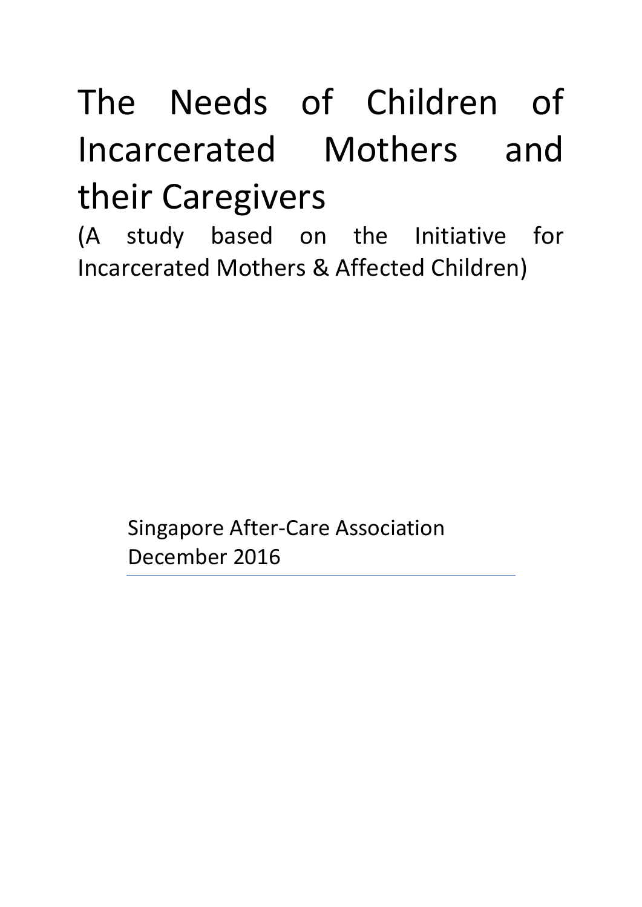# The Needs of Children of Incarcerated Mothers and their Caregivers

(A study based on the Initiative for Incarcerated Mothers & Affected Children)

Singapore After-Care Association
December 2016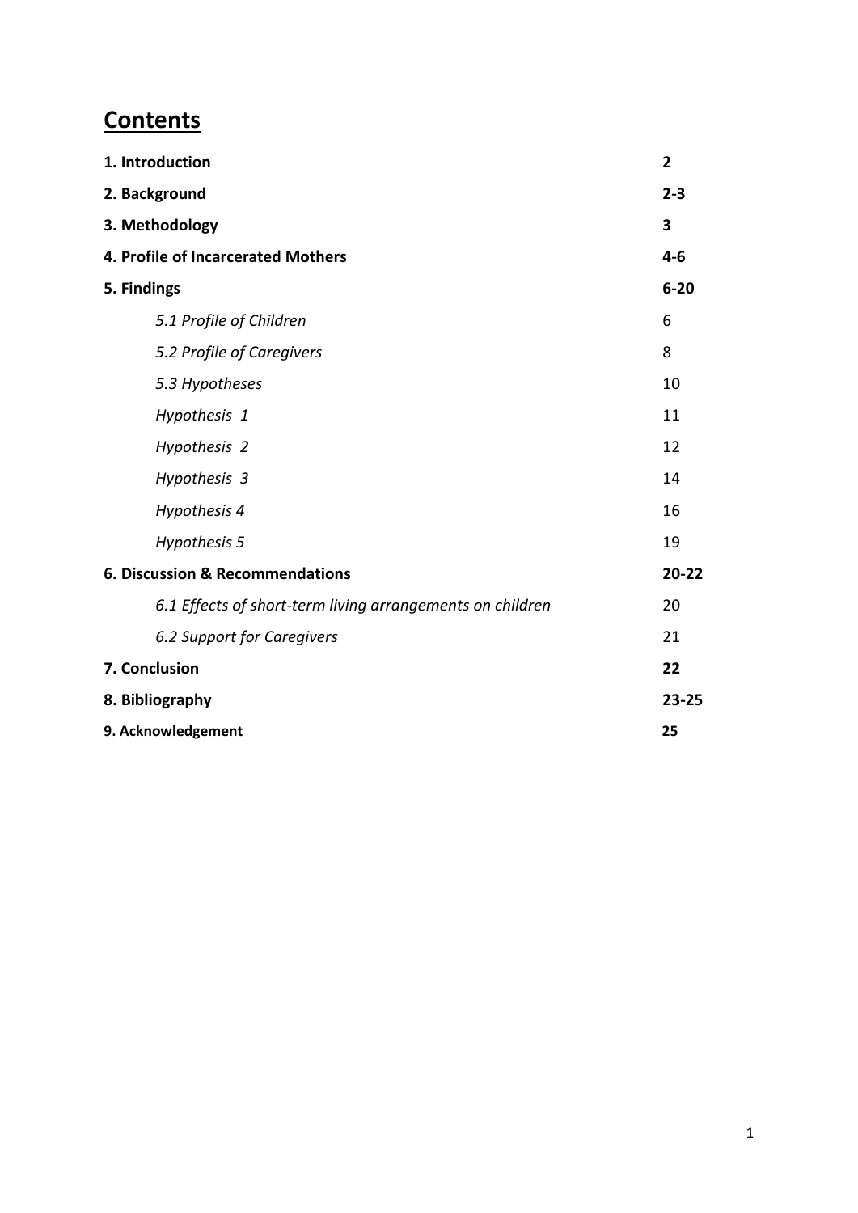# Contents

| | |
|---|---|
| **1. Introduction** | **2** |
| **2. Background** | **2-3** |
| **3. Methodology** | **3** |
| **4. Profile of Incarcerated Mothers** | **4-6** |
| **5. Findings** | **6-20** |
| *5.1 Profile of Children* | 6 |
| *5.2 Profile of Caregivers* | 8 |
| *5.3 Hypotheses* | 10 |
| *Hypothesis 1* | 11 |
| *Hypothesis 2* | 12 |
| *Hypothesis 3* | 14 |
| *Hypothesis 4* | 16 |
| *Hypothesis 5* | 19 |
| **6. Discussion & Recommendations** | **20-22** |
| *6.1 Effects of short-term living arrangements on children* | 20 |
| *6.2 Support for Caregivers* | 21 |
| **7. Conclusion** | **22** |
| **8. Bibliography** | **23-25** |
| **9. Acknowledgement** | **25** |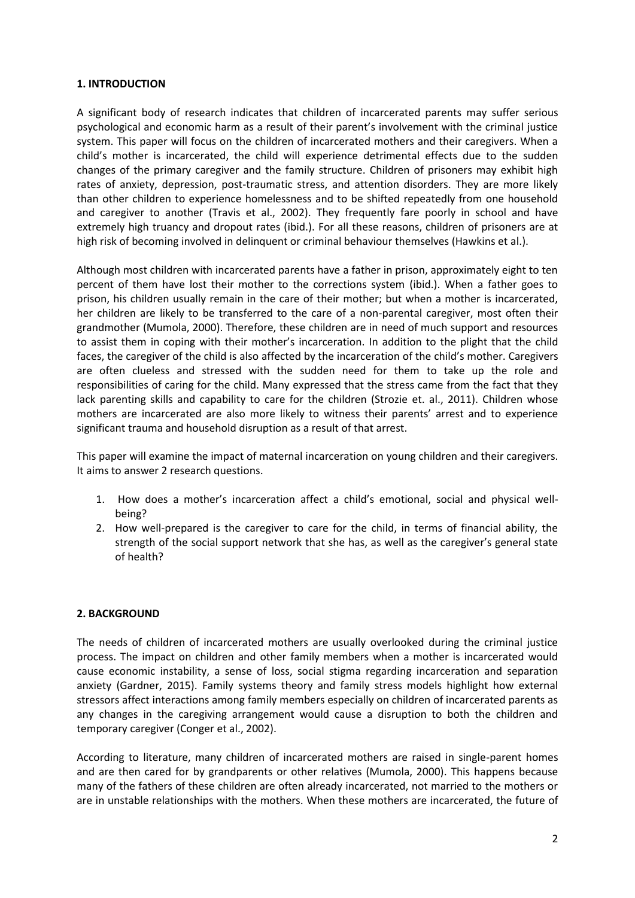## 1. INTRODUCTION

A significant body of research indicates that children of incarcerated parents may suffer serious psychological and economic harm as a result of their parent's involvement with the criminal justice system. This paper will focus on the children of incarcerated mothers and their caregivers. When a child's mother is incarcerated, the child will experience detrimental effects due to the sudden changes of the primary caregiver and the family structure. Children of prisoners may exhibit high rates of anxiety, depression, post-traumatic stress, and attention disorders. They are more likely than other children to experience homelessness and to be shifted repeatedly from one household and caregiver to another (Travis et al., 2002). They frequently fare poorly in school and have extremely high truancy and dropout rates (ibid.). For all these reasons, children of prisoners are at high risk of becoming involved in delinquent or criminal behaviour themselves (Hawkins et al.).

Although most children with incarcerated parents have a father in prison, approximately eight to ten percent of them have lost their mother to the corrections system (ibid.). When a father goes to prison, his children usually remain in the care of their mother; but when a mother is incarcerated, her children are likely to be transferred to the care of a non-parental caregiver, most often their grandmother (Mumola, 2000). Therefore, these children are in need of much support and resources to assist them in coping with their mother's incarceration. In addition to the plight that the child faces, the caregiver of the child is also affected by the incarceration of the child's mother. Caregivers are often clueless and stressed with the sudden need for them to take up the role and responsibilities of caring for the child. Many expressed that the stress came from the fact that they lack parenting skills and capability to care for the children (Strozie et. al., 2011). Children whose mothers are incarcerated are also more likely to witness their parents' arrest and to experience significant trauma and household disruption as a result of that arrest.

This paper will examine the impact of maternal incarceration on young children and their caregivers. It aims to answer 2 research questions.

1. How does a mother's incarceration affect a child's emotional, social and physical well-being?
2. How well-prepared is the caregiver to care for the child, in terms of financial ability, the strength of the social support network that she has, as well as the caregiver's general state of health?

## 2. BACKGROUND

The needs of children of incarcerated mothers are usually overlooked during the criminal justice process. The impact on children and other family members when a mother is incarcerated would cause economic instability, a sense of loss, social stigma regarding incarceration and separation anxiety (Gardner, 2015). Family systems theory and family stress models highlight how external stressors affect interactions among family members especially on children of incarcerated parents as any changes in the caregiving arrangement would cause a disruption to both the children and temporary caregiver (Conger et al., 2002).

According to literature, many children of incarcerated mothers are raised in single-parent homes and are then cared for by grandparents or other relatives (Mumola, 2000). This happens because many of the fathers of these children are often already incarcerated, not married to the mothers or are in unstable relationships with the mothers. When these mothers are incarcerated, the future of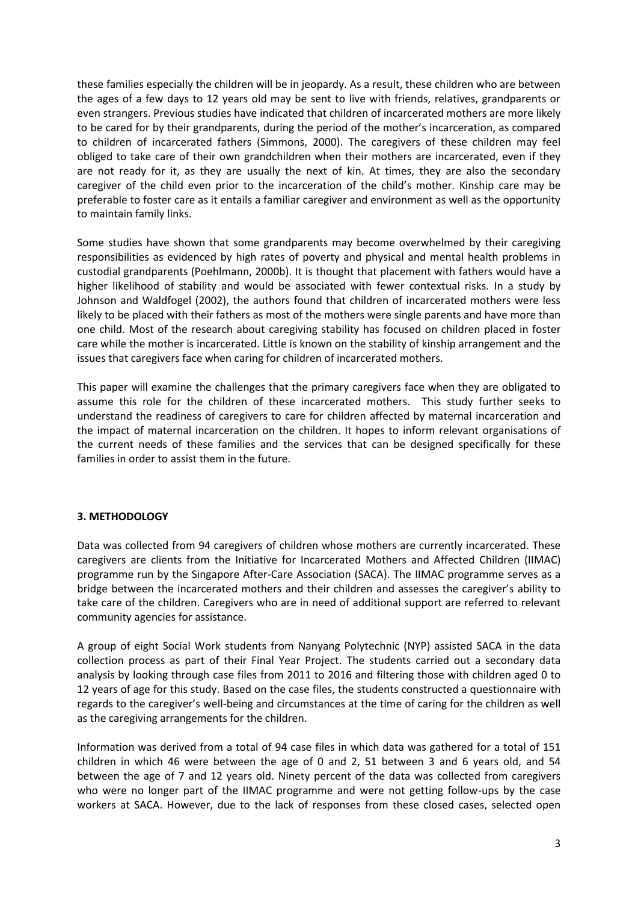these families especially the children will be in jeopardy. As a result, these children who are between the ages of a few days to 12 years old may be sent to live with friends, relatives, grandparents or even strangers. Previous studies have indicated that children of incarcerated mothers are more likely to be cared for by their grandparents, during the period of the mother's incarceration, as compared to children of incarcerated fathers (Simmons, 2000). The caregivers of these children may feel obliged to take care of their own grandchildren when their mothers are incarcerated, even if they are not ready for it, as they are usually the next of kin. At times, they are also the secondary caregiver of the child even prior to the incarceration of the child's mother. Kinship care may be preferable to foster care as it entails a familiar caregiver and environment as well as the opportunity to maintain family links.

Some studies have shown that some grandparents may become overwhelmed by their caregiving responsibilities as evidenced by high rates of poverty and physical and mental health problems in custodial grandparents (Poehlmann, 2000b). It is thought that placement with fathers would have a higher likelihood of stability and would be associated with fewer contextual risks. In a study by Johnson and Waldfogel (2002), the authors found that children of incarcerated mothers were less likely to be placed with their fathers as most of the mothers were single parents and have more than one child. Most of the research about caregiving stability has focused on children placed in foster care while the mother is incarcerated. Little is known on the stability of kinship arrangement and the issues that caregivers face when caring for children of incarcerated mothers.

This paper will examine the challenges that the primary caregivers face when they are obligated to assume this role for the children of these incarcerated mothers. This study further seeks to understand the readiness of caregivers to care for children affected by maternal incarceration and the impact of maternal incarceration on the children. It hopes to inform relevant organisations of the current needs of these families and the services that can be designed specifically for these families in order to assist them in the future.

## 3. METHODOLOGY

Data was collected from 94 caregivers of children whose mothers are currently incarcerated. These caregivers are clients from the Initiative for Incarcerated Mothers and Affected Children (IIMAC) programme run by the Singapore After-Care Association (SACA). The IIMAC programme serves as a bridge between the incarcerated mothers and their children and assesses the caregiver's ability to take care of the children. Caregivers who are in need of additional support are referred to relevant community agencies for assistance.

A group of eight Social Work students from Nanyang Polytechnic (NYP) assisted SACA in the data collection process as part of their Final Year Project. The students carried out a secondary data analysis by looking through case files from 2011 to 2016 and filtering those with children aged 0 to 12 years of age for this study. Based on the case files, the students constructed a questionnaire with regards to the caregiver's well-being and circumstances at the time of caring for the children as well as the caregiving arrangements for the children.

Information was derived from a total of 94 case files in which data was gathered for a total of 151 children in which 46 were between the age of 0 and 2, 51 between 3 and 6 years old, and 54 between the age of 7 and 12 years old. Ninety percent of the data was collected from caregivers who were no longer part of the IIMAC programme and were not getting follow-ups by the case workers at SACA. However, due to the lack of responses from these closed cases, selected open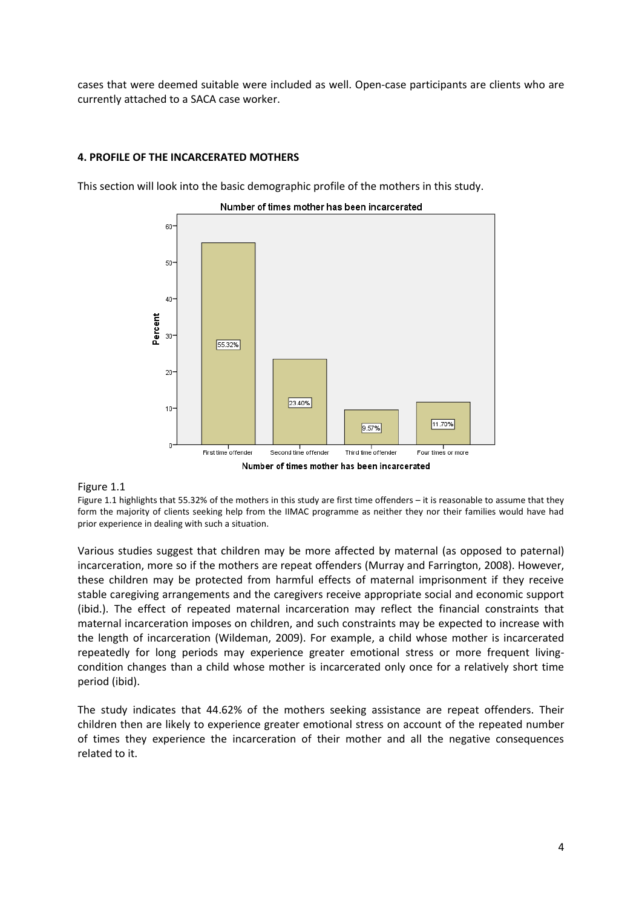cases that were deemed suitable were included as well. Open-case participants are clients who are currently attached to a SACA case worker.

## 4. PROFILE OF THE INCARCERATED MOTHERS

This section will look into the basic demographic profile of the mothers in this study.

Figure 1.1

Figure 1.1 highlights that 55.32% of the mothers in this study are first time offenders – it is reasonable to assume that they form the majority of clients seeking help from the IIMAC programme as neither they nor their families would have had prior experience in dealing with such a situation.

Various studies suggest that children may be more affected by maternal (as opposed to paternal) incarceration, more so if the mothers are repeat offenders (Murray and Farrington, 2008). However, these children may be protected from harmful effects of maternal imprisonment if they receive stable caregiving arrangements and the caregivers receive appropriate social and economic support (ibid.). The effect of repeated maternal incarceration may reflect the financial constraints that maternal incarceration imposes on children, and such constraints may be expected to increase with the length of incarceration (Wildeman, 2009). For example, a child whose mother is incarcerated repeatedly for long periods may experience greater emotional stress or more frequent living-condition changes than a child whose mother is incarcerated only once for a relatively short time period (ibid).

The study indicates that 44.62% of the mothers seeking assistance are repeat offenders. Their children then are likely to experience greater emotional stress on account of the repeated number of times they experience the incarceration of their mother and all the negative consequences related to it.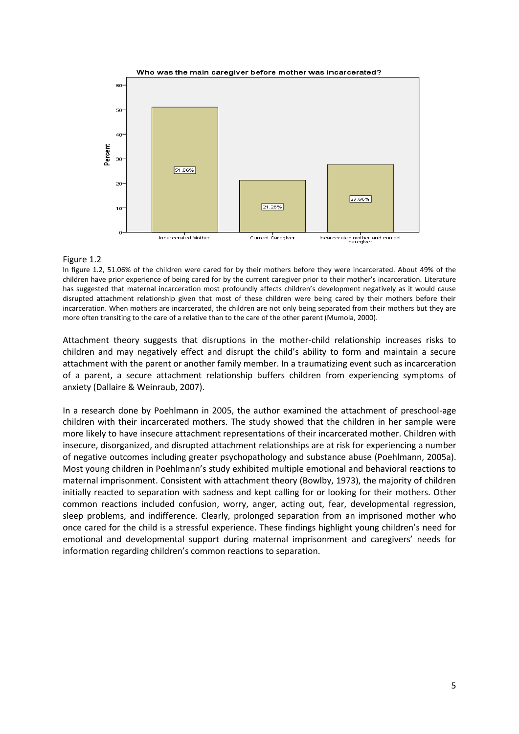Figure 1.2

In figure 1.2, 51.06% of the children were cared for by their mothers before they were incarcerated. About 49% of the children have prior experience of being cared for by the current caregiver prior to their mother's incarceration. Literature has suggested that maternal incarceration most profoundly affects children's development negatively as it would cause disrupted attachment relationship given that most of these children were being cared by their mothers before their incarceration. When mothers are incarcerated, the children are not only being separated from their mothers but they are more often transiting to the care of a relative than to the care of the other parent (Mumola, 2000).

Attachment theory suggests that disruptions in the mother-child relationship increases risks to children and may negatively effect and disrupt the child's ability to form and maintain a secure attachment with the parent or another family member. In a traumatizing event such as incarceration of a parent, a secure attachment relationship buffers children from experiencing symptoms of anxiety (Dallaire & Weinraub, 2007).

In a research done by Poehlmann in 2005, the author examined the attachment of preschool-age children with their incarcerated mothers. The study showed that the children in her sample were more likely to have insecure attachment representations of their incarcerated mother. Children with insecure, disorganized, and disrupted attachment relationships are at risk for experiencing a number of negative outcomes including greater psychopathology and substance abuse (Poehlmann, 2005a). Most young children in Poehlmann's study exhibited multiple emotional and behavioral reactions to maternal imprisonment. Consistent with attachment theory (Bowlby, 1973), the majority of children initially reacted to separation with sadness and kept calling for or looking for their mothers. Other common reactions included confusion, worry, anger, acting out, fear, developmental regression, sleep problems, and indifference. Clearly, prolonged separation from an imprisoned mother who once cared for the child is a stressful experience. These findings highlight young children's need for emotional and developmental support during maternal imprisonment and caregivers' needs for information regarding children's common reactions to separation.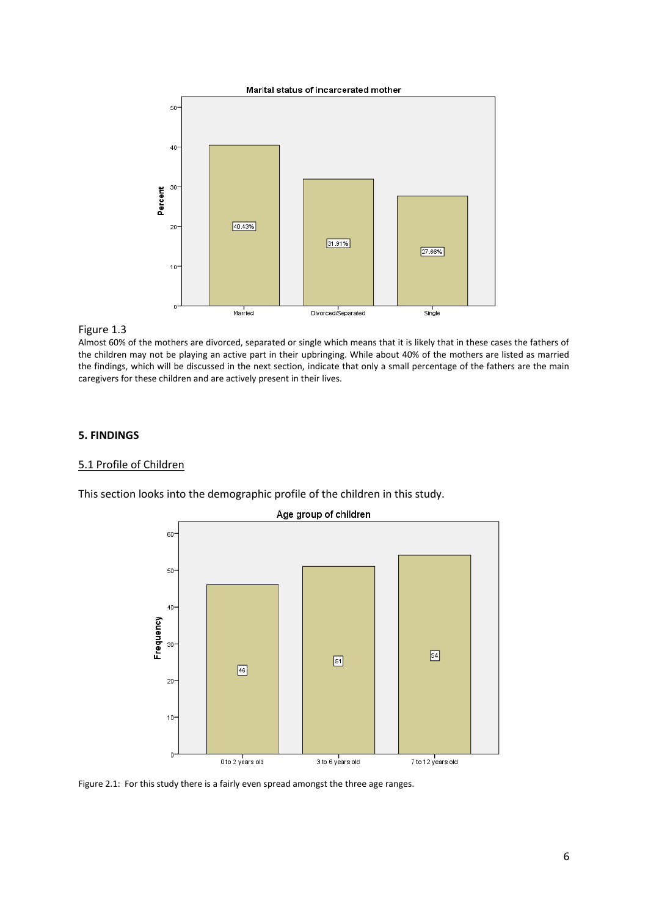Figure 1.3

Almost 60% of the mothers are divorced, separated or single which means that it is likely that in these cases the fathers of the children may not be playing an active part in their upbringing. While about 40% of the mothers are listed as married the findings, which will be discussed in the next section, indicate that only a small percentage of the fathers are the main caregivers for these children and are actively present in their lives.

## 5. FINDINGS

### 5.1 Profile of Children

This section looks into the demographic profile of the children in this study.

Figure 2.1: For this study there is a fairly even spread amongst the three age ranges.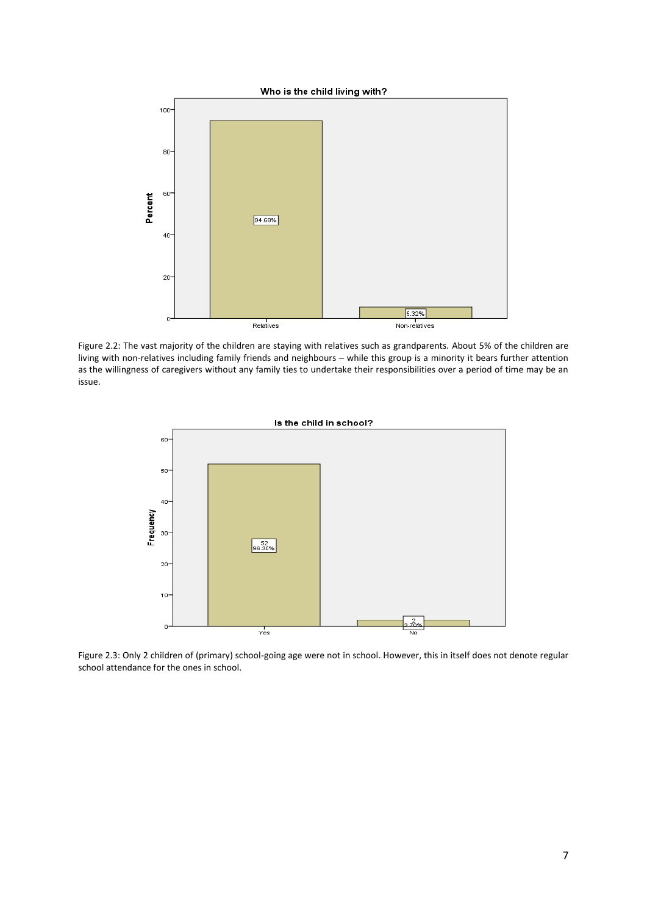Figure 2.2: The vast majority of the children are staying with relatives such as grandparents. About 5% of the children are living with non-relatives including family friends and neighbours – while this group is a minority it bears further attention as the willingness of caregivers without any family ties to undertake their responsibilities over a period of time may be an issue.

Figure 2.3: Only 2 children of (primary) school-going age were not in school. However, this in itself does not denote regular school attendance for the ones in school.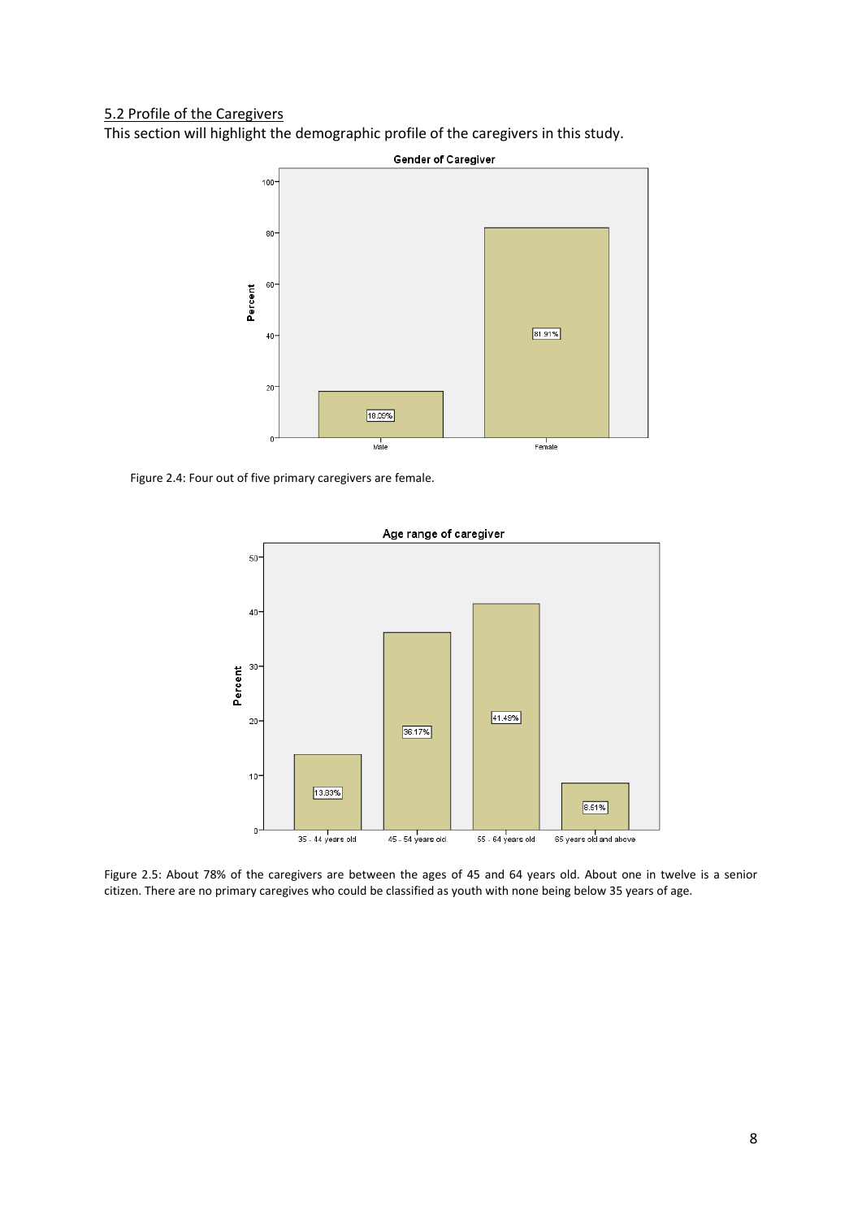## 5.2 Profile of the Caregivers

This section will highlight the demographic profile of the caregivers in this study.

Figure 2.4: Four out of five primary caregivers are female.

Figure 2.5: About 78% of the caregivers are between the ages of 45 and 64 years old. About one in twelve is a senior citizen. There are no primary caregives who could be classified as youth with none being below 35 years of age.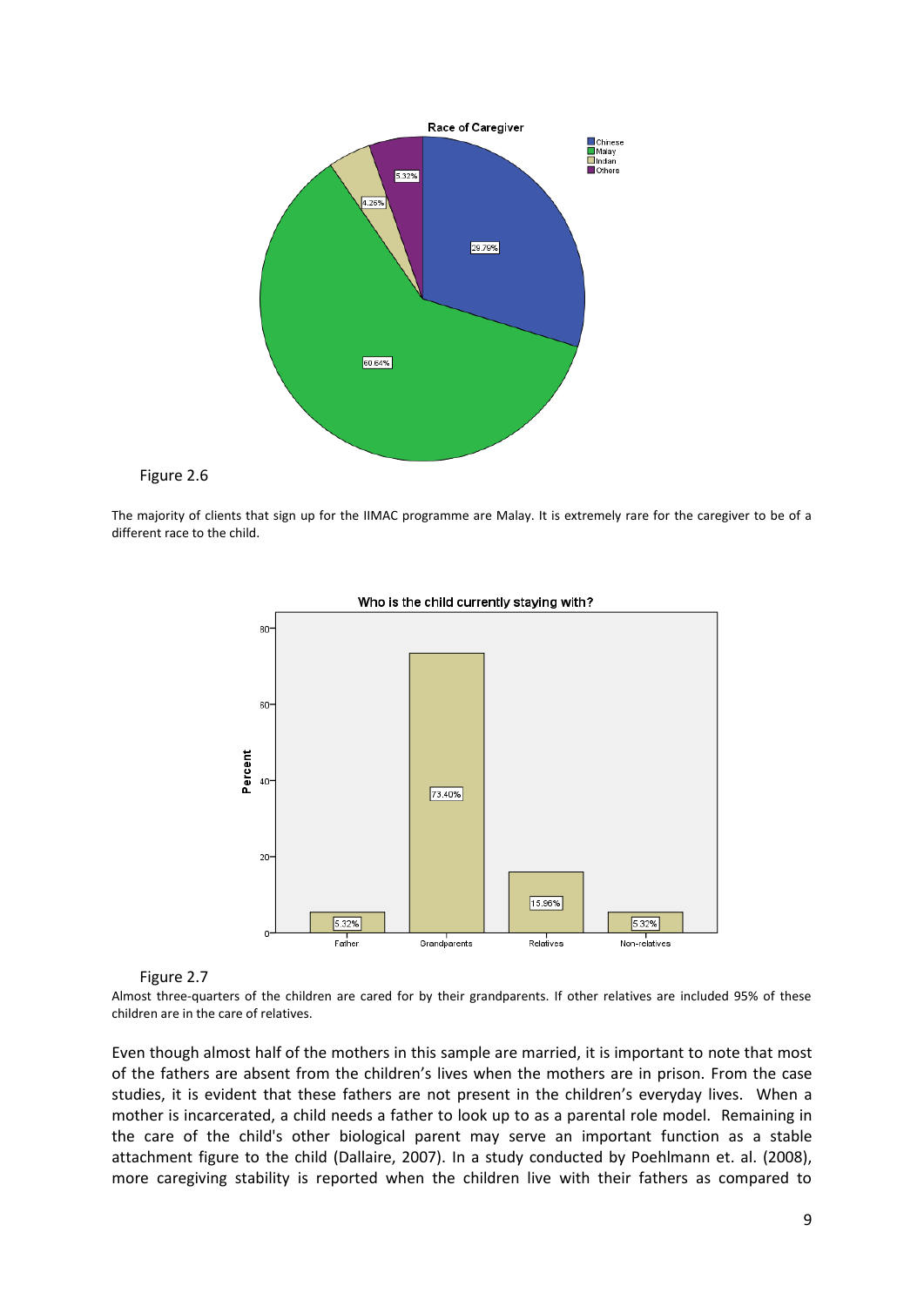Figure 2.6

The majority of clients that sign up for the IIMAC programme are Malay. It is extremely rare for the caregiver to be of a different race to the child.

Figure 2.7

Almost three-quarters of the children are cared for by their grandparents. If other relatives are included 95% of these children are in the care of relatives.

Even though almost half of the mothers in this sample are married, it is important to note that most of the fathers are absent from the children's lives when the mothers are in prison. From the case studies, it is evident that these fathers are not present in the children's everyday lives. When a mother is incarcerated, a child needs a father to look up to as a parental role model. Remaining in the care of the child's other biological parent may serve an important function as a stable attachment figure to the child (Dallaire, 2007). In a study conducted by Poehlmann et. al. (2008), more caregiving stability is reported when the children live with their fathers as compared to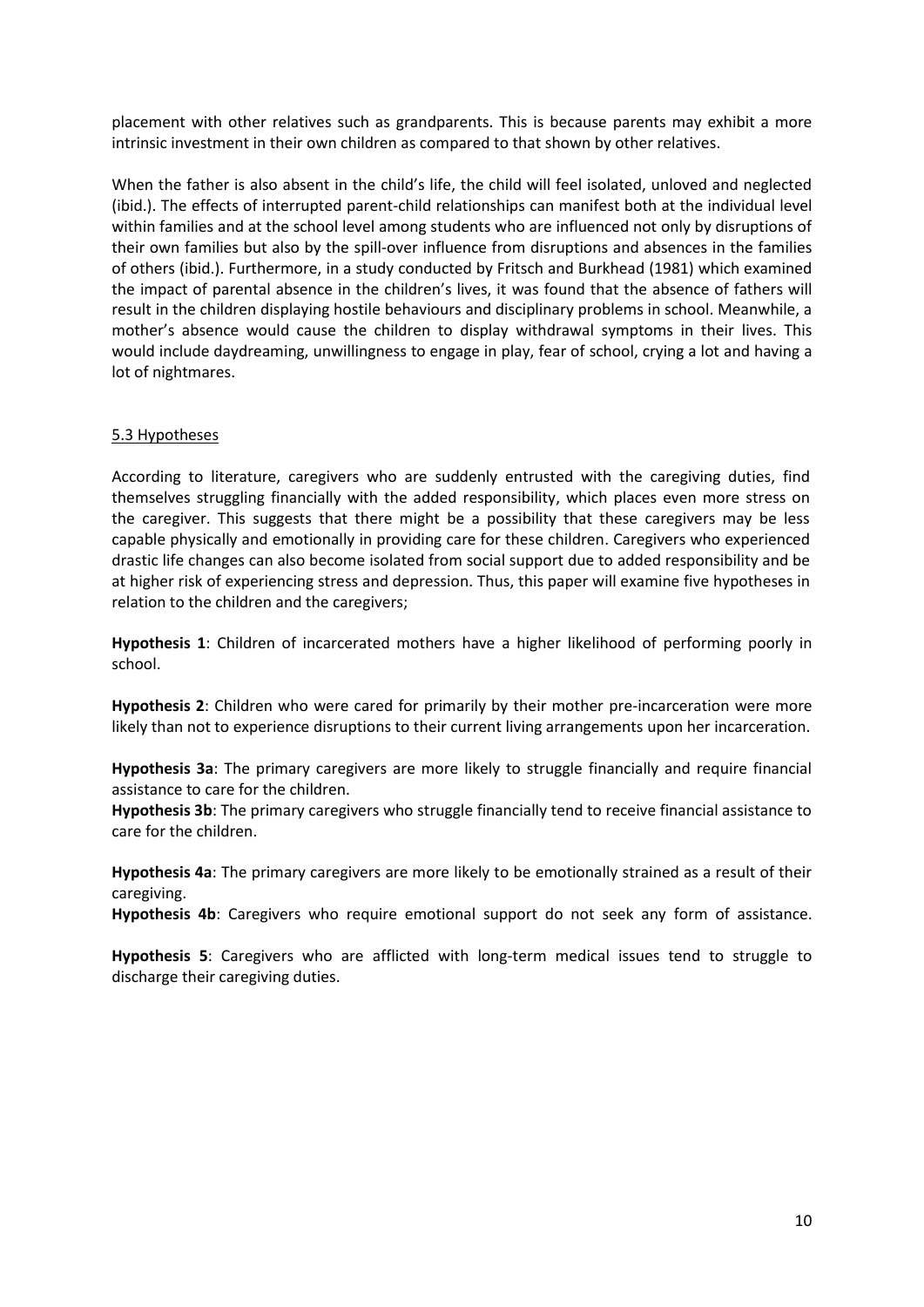placement with other relatives such as grandparents. This is because parents may exhibit a more intrinsic investment in their own children as compared to that shown by other relatives.

When the father is also absent in the child's life, the child will feel isolated, unloved and neglected (ibid.). The effects of interrupted parent-child relationships can manifest both at the individual level within families and at the school level among students who are influenced not only by disruptions of their own families but also by the spill-over influence from disruptions and absences in the families of others (ibid.). Furthermore, in a study conducted by Fritsch and Burkhead (1981) which examined the impact of parental absence in the children's lives, it was found that the absence of fathers will result in the children displaying hostile behaviours and disciplinary problems in school. Meanwhile, a mother's absence would cause the children to display withdrawal symptoms in their lives. This would include daydreaming, unwillingness to engage in play, fear of school, crying a lot and having a lot of nightmares.

### 5.3 Hypotheses

According to literature, caregivers who are suddenly entrusted with the caregiving duties, find themselves struggling financially with the added responsibility, which places even more stress on the caregiver. This suggests that there might be a possibility that these caregivers may be less capable physically and emotionally in providing care for these children. Caregivers who experienced drastic life changes can also become isolated from social support due to added responsibility and be at higher risk of experiencing stress and depression. Thus, this paper will examine five hypotheses in relation to the children and the caregivers;

**Hypothesis 1**: Children of incarcerated mothers have a higher likelihood of performing poorly in school.

**Hypothesis 2**: Children who were cared for primarily by their mother pre-incarceration were more likely than not to experience disruptions to their current living arrangements upon her incarceration.

**Hypothesis 3a**: The primary caregivers are more likely to struggle financially and require financial assistance to care for the children.
**Hypothesis 3b**: The primary caregivers who struggle financially tend to receive financial assistance to care for the children.

**Hypothesis 4a**: The primary caregivers are more likely to be emotionally strained as a result of their caregiving.
**Hypothesis 4b**: Caregivers who require emotional support do not seek any form of assistance.

**Hypothesis 5**: Caregivers who are afflicted with long-term medical issues tend to struggle to discharge their caregiving duties.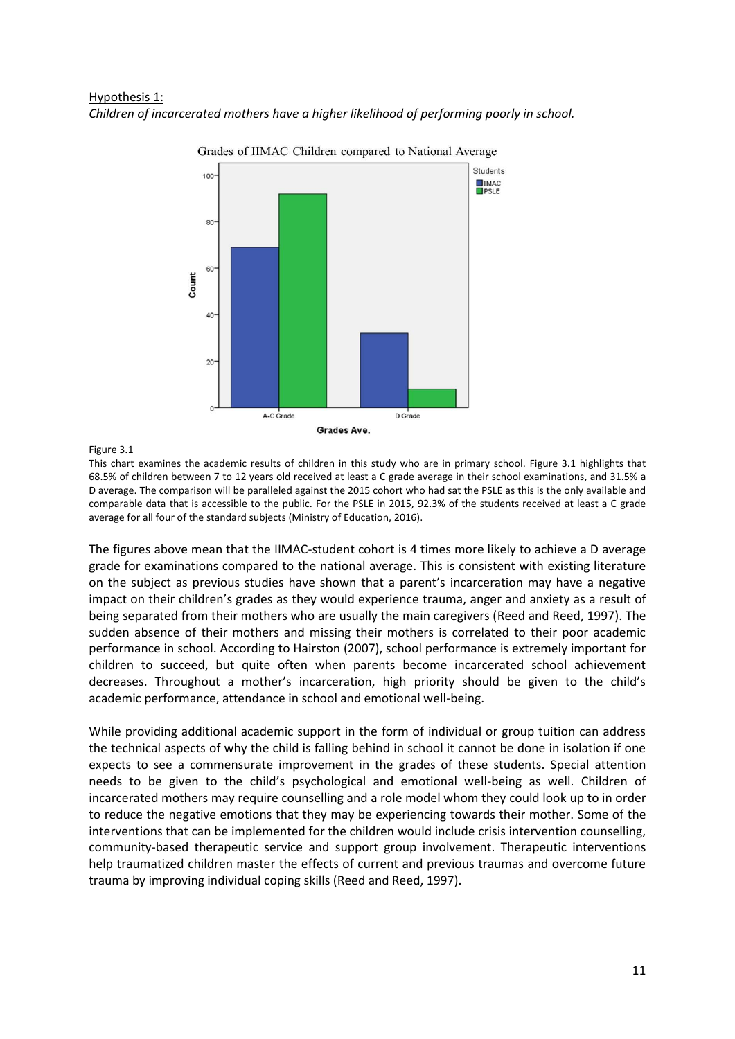Hypothesis 1:

*Children of incarcerated mothers have a higher likelihood of performing poorly in school.*

Figure 3.1

This chart examines the academic results of children in this study who are in primary school. Figure 3.1 highlights that 68.5% of children between 7 to 12 years old received at least a C grade average in their school examinations, and 31.5% a D average. The comparison will be paralleled against the 2015 cohort who had sat the PSLE as this is the only available and comparable data that is accessible to the public. For the PSLE in 2015, 92.3% of the students received at least a C grade average for all four of the standard subjects (Ministry of Education, 2016).

The figures above mean that the IIMAC-student cohort is 4 times more likely to achieve a D average grade for examinations compared to the national average. This is consistent with existing literature on the subject as previous studies have shown that a parent's incarceration may have a negative impact on their children's grades as they would experience trauma, anger and anxiety as a result of being separated from their mothers who are usually the main caregivers (Reed and Reed, 1997). The sudden absence of their mothers and missing their mothers is correlated to their poor academic performance in school. According to Hairston (2007), school performance is extremely important for children to succeed, but quite often when parents become incarcerated school achievement decreases. Throughout a mother's incarceration, high priority should be given to the child's academic performance, attendance in school and emotional well-being.

While providing additional academic support in the form of individual or group tuition can address the technical aspects of why the child is falling behind in school it cannot be done in isolation if one expects to see a commensurate improvement in the grades of these students. Special attention needs to be given to the child's psychological and emotional well-being as well. Children of incarcerated mothers may require counselling and a role model whom they could look up to in order to reduce the negative emotions that they may be experiencing towards their mother. Some of the interventions that can be implemented for the children would include crisis intervention counselling, community-based therapeutic service and support group involvement. Therapeutic interventions help traumatized children master the effects of current and previous traumas and overcome future trauma by improving individual coping skills (Reed and Reed, 1997).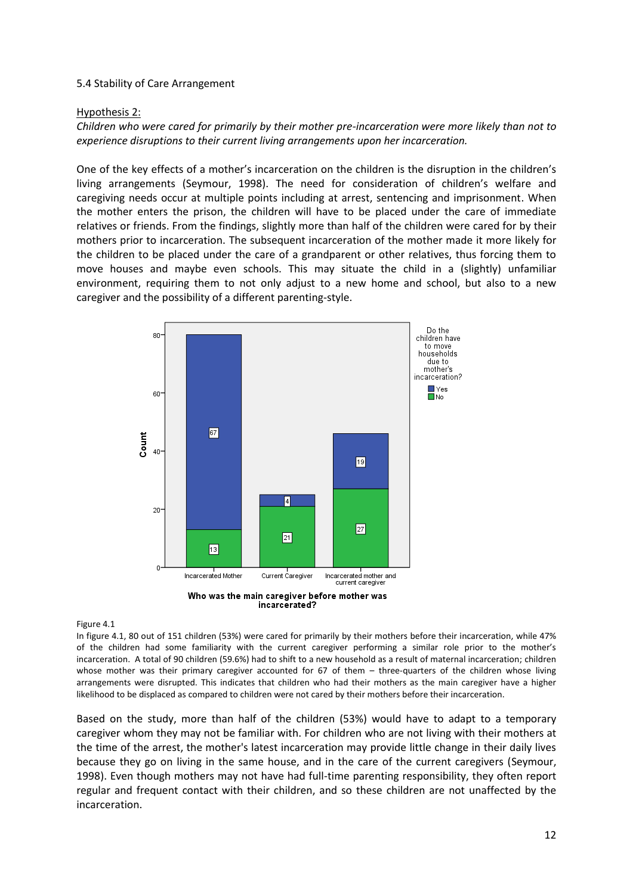5.4 Stability of Care Arrangement

Hypothesis 2:

*Children who were cared for primarily by their mother pre-incarceration were more likely than not to experience disruptions to their current living arrangements upon her incarceration.*

One of the key effects of a mother's incarceration on the children is the disruption in the children's living arrangements (Seymour, 1998). The need for consideration of children's welfare and caregiving needs occur at multiple points including at arrest, sentencing and imprisonment. When the mother enters the prison, the children will have to be placed under the care of immediate relatives or friends. From the findings, slightly more than half of the children were cared for by their mothers prior to incarceration. The subsequent incarceration of the mother made it more likely for the children to be placed under the care of a grandparent or other relatives, thus forcing them to move houses and maybe even schools. This may situate the child in a (slightly) unfamiliar environment, requiring them to not only adjust to a new home and school, but also to a new caregiver and the possibility of a different parenting-style.

| Who was the main caregiver before mother was incarcerated? | Yes (had to move households) | No |
|---|---|---|
| Incarcerated Mother | 67 | 13 |
| Current Caregiver | 4 | 21 |
| Incarcerated mother and current caregiver | 19 | 27 |

Figure 4.1

In figure 4.1, 80 out of 151 children (53%) were cared for primarily by their mothers before their incarceration, while 47% of the children had some familiarity with the current caregiver performing a similar role prior to the mother's incarceration. A total of 90 children (59.6%) had to shift to a new household as a result of maternal incarceration; children whose mother was their primary caregiver accounted for 67 of them – three-quarters of the children whose living arrangements were disrupted. This indicates that children who had their mothers as the main caregiver have a higher likelihood to be displaced as compared to children were not cared by their mothers before their incarceration.

Based on the study, more than half of the children (53%) would have to adapt to a temporary caregiver whom they may not be familiar with. For children who are not living with their mothers at the time of the arrest, the mother's latest incarceration may provide little change in their daily lives because they go on living in the same house, and in the care of the current caregivers (Seymour, 1998). Even though mothers may not have had full-time parenting responsibility, they often report regular and frequent contact with their children, and so these children are not unaffected by the incarceration.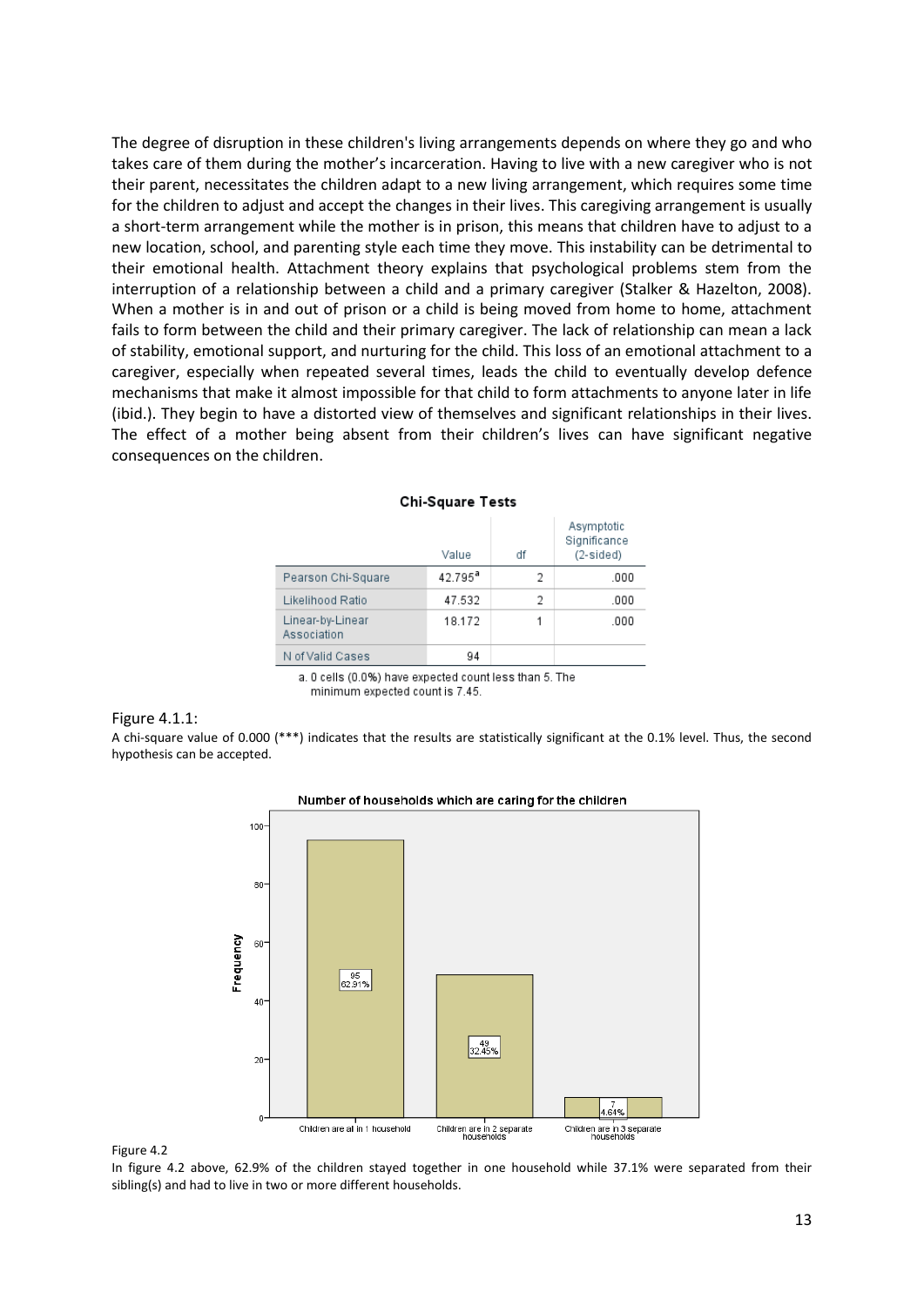The degree of disruption in these children's living arrangements depends on where they go and who takes care of them during the mother's incarceration. Having to live with a new caregiver who is not their parent, necessitates the children adapt to a new living arrangement, which requires some time for the children to adjust and accept the changes in their lives. This caregiving arrangement is usually a short-term arrangement while the mother is in prison, this means that children have to adjust to a new location, school, and parenting style each time they move. This instability can be detrimental to their emotional health. Attachment theory explains that psychological problems stem from the interruption of a relationship between a child and a primary caregiver (Stalker & Hazelton, 2008). When a mother is in and out of prison or a child is being moved from home to home, attachment fails to form between the child and their primary caregiver. The lack of relationship can mean a lack of stability, emotional support, and nurturing for the child. This loss of an emotional attachment to a caregiver, especially when repeated several times, leads the child to eventually develop defence mechanisms that make it almost impossible for that child to form attachments to anyone later in life (ibid.). They begin to have a distorted view of themselves and significant relationships in their lives. The effect of a mother being absent from their children's lives can have significant negative consequences on the children.

**Chi-Square Tests**

| | Value | df | Asymptotic Significance (2-sided) |
|---|---|---|---|
| Pearson Chi-Square | 42.795[a] | 2 | .000 |
| Likelihood Ratio | 47.532 | 2 | .000 |
| Linear-by-Linear Association | 18.172 | 1 | .000 |
| N of Valid Cases | 94 | | |

a. 0 cells (0.0%) have expected count less than 5. The minimum expected count is 7.45.

Figure 4.1.1:

A chi-square value of 0.000 (***) indicates that the results are statistically significant at the 0.1% level. Thus, the second hypothesis can be accepted.

**Number of households which are caring for the children**

| | Frequency | Percent |
|---|---|---|
| Children are all in 1 household | 95 | 62.91% |
| Children are in 2 separate households | 49 | 32.45% |
| Children are in 3 separate households | 7 | 4.64% |

Figure 4.2

In figure 4.2 above, 62.9% of the children stayed together in one household while 37.1% were separated from their sibling(s) and had to live in two or more different households.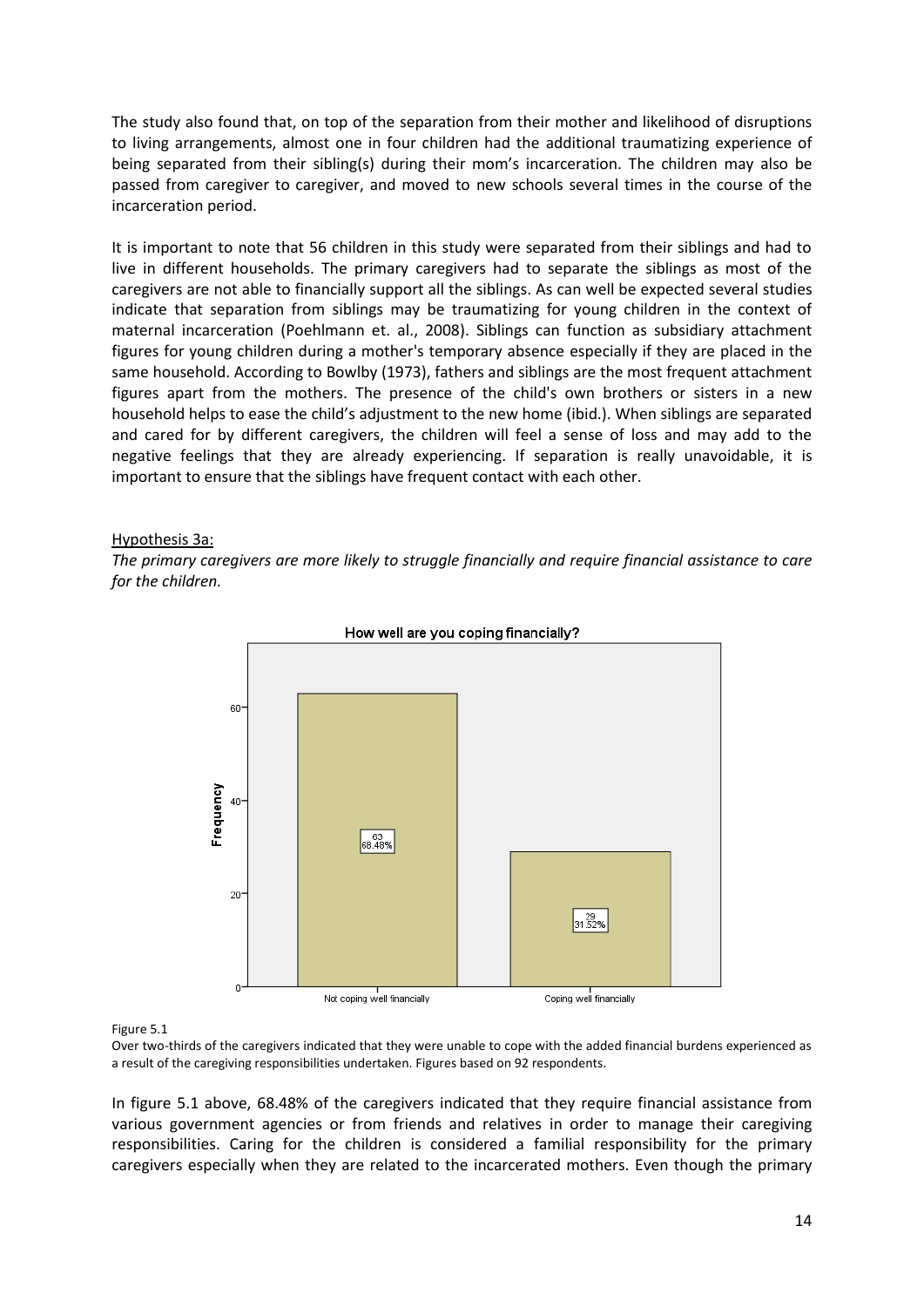The study also found that, on top of the separation from their mother and likelihood of disruptions to living arrangements, almost one in four children had the additional traumatizing experience of being separated from their sibling(s) during their mom's incarceration. The children may also be passed from caregiver to caregiver, and moved to new schools several times in the course of the incarceration period.

It is important to note that 56 children in this study were separated from their siblings and had to live in different households. The primary caregivers had to separate the siblings as most of the caregivers are not able to financially support all the siblings. As can well be expected several studies indicate that separation from siblings may be traumatizing for young children in the context of maternal incarceration (Poehlmann et. al., 2008). Siblings can function as subsidiary attachment figures for young children during a mother's temporary absence especially if they are placed in the same household. According to Bowlby (1973), fathers and siblings are the most frequent attachment figures apart from the mothers. The presence of the child's own brothers or sisters in a new household helps to ease the child's adjustment to the new home (ibid.). When siblings are separated and cared for by different caregivers, the children will feel a sense of loss and may add to the negative feelings that they are already experiencing. If separation is really unavoidable, it is important to ensure that the siblings have frequent contact with each other.

Hypothesis 3a:

*The primary caregivers are more likely to struggle financially and require financial assistance to care for the children.*

How well are you coping financially?

| Response | Frequency | Percent |
| --- | --- | --- |
| Not coping well financially | 63 | 68.48% |
| Coping well financially | 29 | 31.52% |

Figure 5.1

Over two-thirds of the caregivers indicated that they were unable to cope with the added financial burdens experienced as a result of the caregiving responsibilities undertaken. Figures based on 92 respondents.

In figure 5.1 above, 68.48% of the caregivers indicated that they require financial assistance from various government agencies or from friends and relatives in order to manage their caregiving responsibilities. Caring for the children is considered a familial responsibility for the primary caregivers especially when they are related to the incarcerated mothers. Even though the primary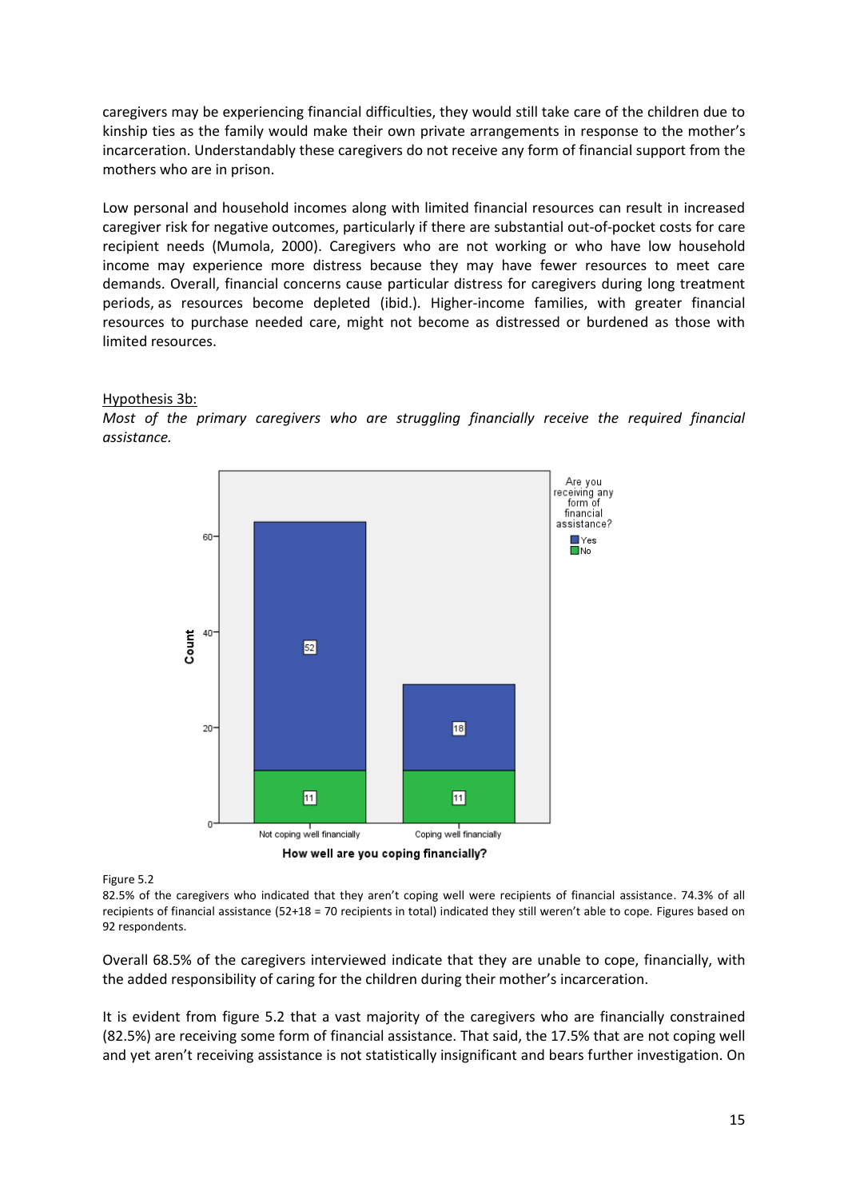caregivers may be experiencing financial difficulties, they would still take care of the children due to kinship ties as the family would make their own private arrangements in response to the mother's incarceration. Understandably these caregivers do not receive any form of financial support from the mothers who are in prison.

Low personal and household incomes along with limited financial resources can result in increased caregiver risk for negative outcomes, particularly if there are substantial out-of-pocket costs for care recipient needs (Mumola, 2000). Caregivers who are not working or who have low household income may experience more distress because they may have fewer resources to meet care demands. Overall, financial concerns cause particular distress for caregivers during long treatment periods, as resources become depleted (ibid.). Higher-income families, with greater financial resources to purchase needed care, might not become as distressed or burdened as those with limited resources.

Hypothesis 3b:

*Most of the primary caregivers who are struggling financially receive the required financial assistance.*

Figure 5.2

82.5% of the caregivers who indicated that they aren't coping well were recipients of financial assistance. 74.3% of all recipients of financial assistance (52+18 = 70 recipients in total) indicated they still weren't able to cope. Figures based on 92 respondents.

Overall 68.5% of the caregivers interviewed indicate that they are unable to cope, financially, with the added responsibility of caring for the children during their mother's incarceration.

It is evident from figure 5.2 that a vast majority of the caregivers who are financially constrained (82.5%) are receiving some form of financial assistance. That said, the 17.5% that are not coping well and yet aren't receiving assistance is not statistically insignificant and bears further investigation. On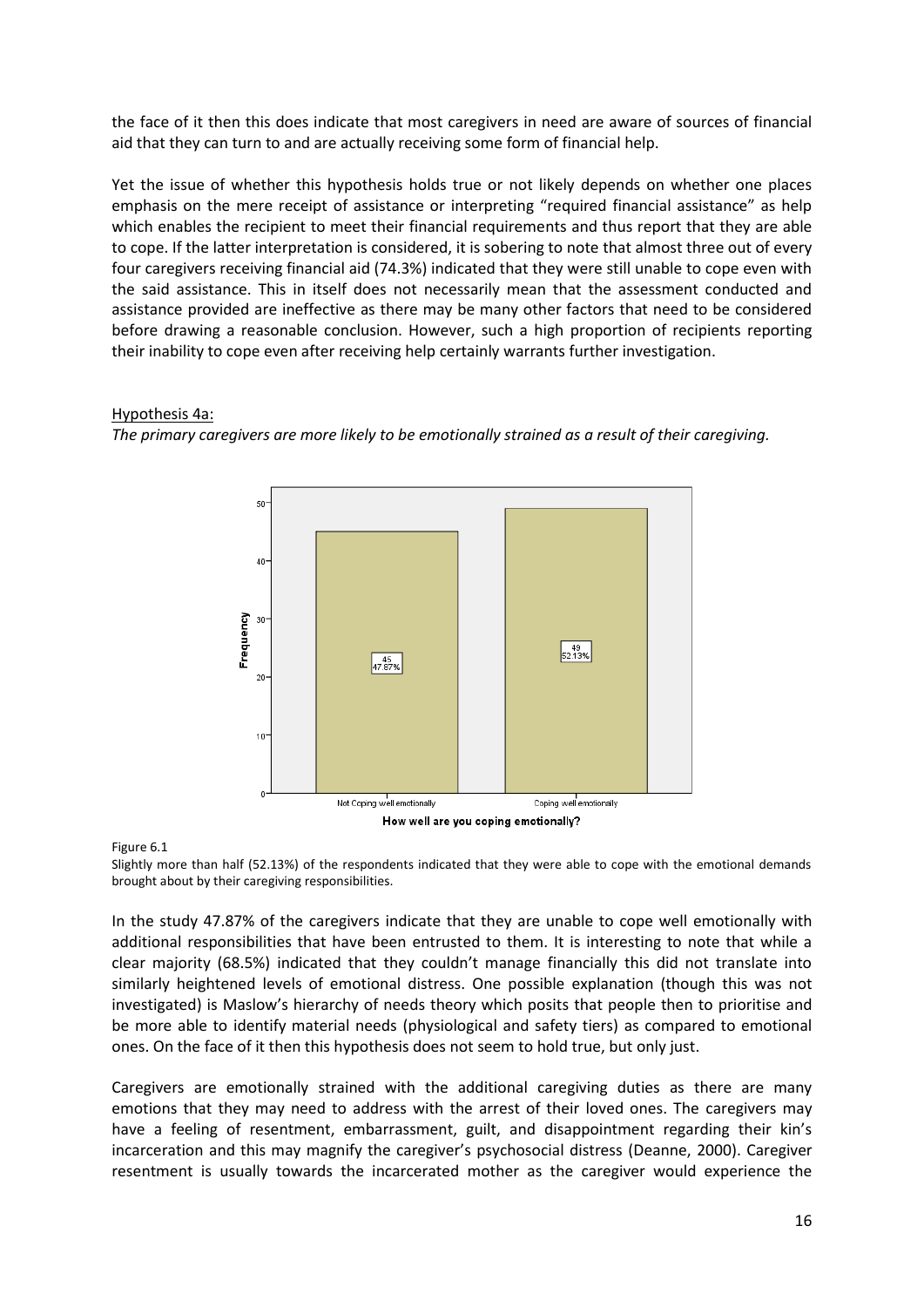the face of it then this does indicate that most caregivers in need are aware of sources of financial aid that they can turn to and are actually receiving some form of financial help.

Yet the issue of whether this hypothesis holds true or not likely depends on whether one places emphasis on the mere receipt of assistance or interpreting "required financial assistance" as help which enables the recipient to meet their financial requirements and thus report that they are able to cope. If the latter interpretation is considered, it is sobering to note that almost three out of every four caregivers receiving financial aid (74.3%) indicated that they were still unable to cope even with the said assistance. This in itself does not necessarily mean that the assessment conducted and assistance provided are ineffective as there may be many other factors that need to be considered before drawing a reasonable conclusion. However, such a high proportion of recipients reporting their inability to cope even after receiving help certainly warrants further investigation.

<u>Hypothesis 4a:</u>

*The primary caregivers are more likely to be emotionally strained as a result of their caregiving.*

Figure 6.1

Slightly more than half (52.13%) of the respondents indicated that they were able to cope with the emotional demands brought about by their caregiving responsibilities.

In the study 47.87% of the caregivers indicate that they are unable to cope well emotionally with additional responsibilities that have been entrusted to them. It is interesting to note that while a clear majority (68.5%) indicated that they couldn't manage financially this did not translate into similarly heightened levels of emotional distress. One possible explanation (though this was not investigated) is Maslow's hierarchy of needs theory which posits that people then to prioritise and be more able to identify material needs (physiological and safety tiers) as compared to emotional ones. On the face of it then this hypothesis does not seem to hold true, but only just.

Caregivers are emotionally strained with the additional caregiving duties as there are many emotions that they may need to address with the arrest of their loved ones. The caregivers may have a feeling of resentment, embarrassment, guilt, and disappointment regarding their kin's incarceration and this may magnify the caregiver's psychosocial distress (Deanne, 2000). Caregiver resentment is usually towards the incarcerated mother as the caregiver would experience the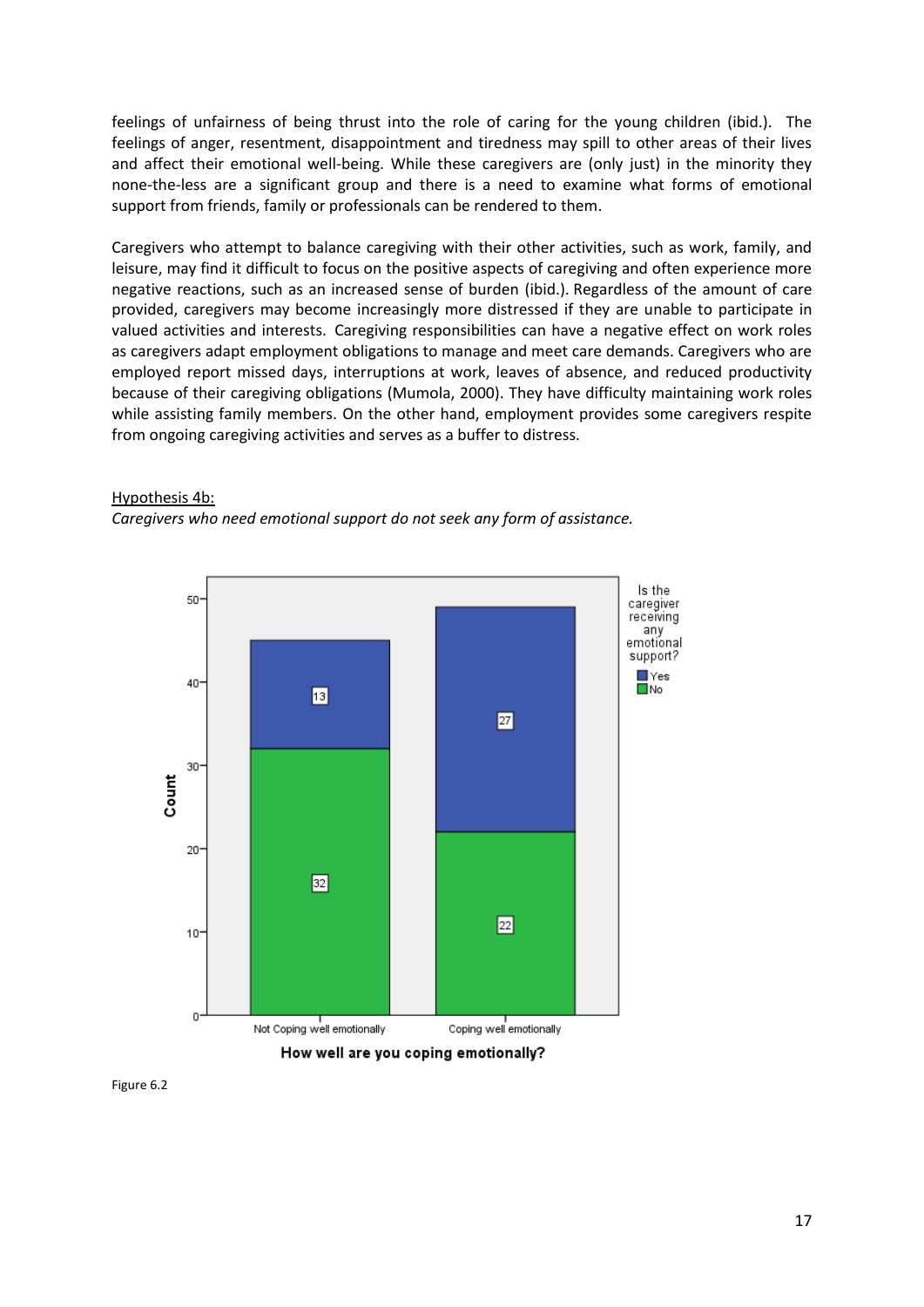feelings of unfairness of being thrust into the role of caring for the young children (ibid.). The feelings of anger, resentment, disappointment and tiredness may spill to other areas of their lives and affect their emotional well-being. While these caregivers are (only just) in the minority they none-the-less are a significant group and there is a need to examine what forms of emotional support from friends, family or professionals can be rendered to them.

Caregivers who attempt to balance caregiving with their other activities, such as work, family, and leisure, may find it difficult to focus on the positive aspects of caregiving and often experience more negative reactions, such as an increased sense of burden (ibid.). Regardless of the amount of care provided, caregivers may become increasingly more distressed if they are unable to participate in valued activities and interests. Caregiving responsibilities can have a negative effect on work roles as caregivers adapt employment obligations to manage and meet care demands. Caregivers who are employed report missed days, interruptions at work, leaves of absence, and reduced productivity because of their caregiving obligations (Mumola, 2000). They have difficulty maintaining work roles while assisting family members. On the other hand, employment provides some caregivers respite from ongoing caregiving activities and serves as a buffer to distress.

Hypothesis 4b:

*Caregivers who need emotional support do not seek any form of assistance.*

Figure 6.2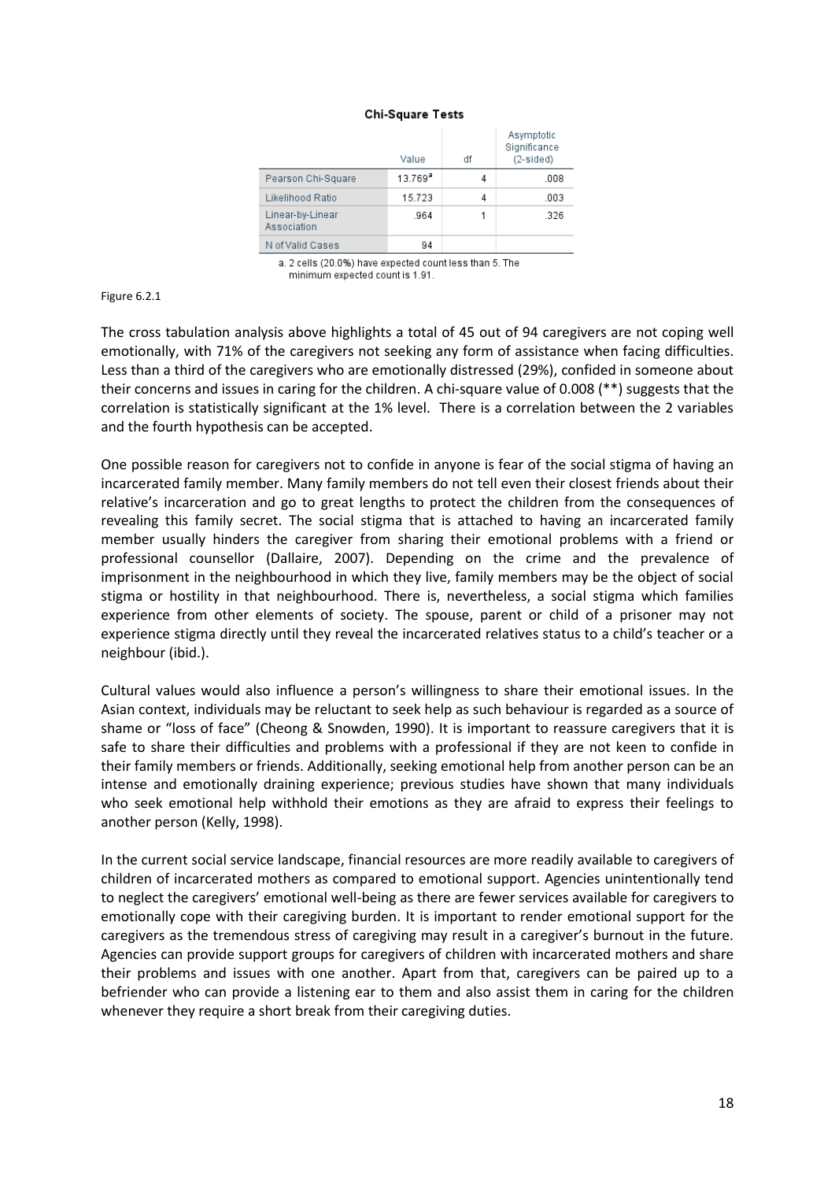**Chi-Square Tests**

| | Value | df | Asymptotic Significance (2-sided) |
|---|---|---|---|
| Pearson Chi-Square | 13.769[a] | 4 | .008 |
| Likelihood Ratio | 15.723 | 4 | .003 |
| Linear-by-Linear Association | .964 | 1 | .326 |
| N of Valid Cases | 94 | | |

a. 2 cells (20.0%) have expected count less than 5. The minimum expected count is 1.91.

Figure 6.2.1

The cross tabulation analysis above highlights a total of 45 out of 94 caregivers are not coping well emotionally, with 71% of the caregivers not seeking any form of assistance when facing difficulties. Less than a third of the caregivers who are emotionally distressed (29%), confided in someone about their concerns and issues in caring for the children. A chi-square value of 0.008 (**) suggests that the correlation is statistically significant at the 1% level. There is a correlation between the 2 variables and the fourth hypothesis can be accepted.

One possible reason for caregivers not to confide in anyone is fear of the social stigma of having an incarcerated family member. Many family members do not tell even their closest friends about their relative's incarceration and go to great lengths to protect the children from the consequences of revealing this family secret. The social stigma that is attached to having an incarcerated family member usually hinders the caregiver from sharing their emotional problems with a friend or professional counsellor (Dallaire, 2007). Depending on the crime and the prevalence of imprisonment in the neighbourhood in which they live, family members may be the object of social stigma or hostility in that neighbourhood. There is, nevertheless, a social stigma which families experience from other elements of society. The spouse, parent or child of a prisoner may not experience stigma directly until they reveal the incarcerated relatives status to a child's teacher or a neighbour (ibid.).

Cultural values would also influence a person's willingness to share their emotional issues. In the Asian context, individuals may be reluctant to seek help as such behaviour is regarded as a source of shame or "loss of face" (Cheong & Snowden, 1990). It is important to reassure caregivers that it is safe to share their difficulties and problems with a professional if they are not keen to confide in their family members or friends. Additionally, seeking emotional help from another person can be an intense and emotionally draining experience; previous studies have shown that many individuals who seek emotional help withhold their emotions as they are afraid to express their feelings to another person (Kelly, 1998).

In the current social service landscape, financial resources are more readily available to caregivers of children of incarcerated mothers as compared to emotional support. Agencies unintentionally tend to neglect the caregivers' emotional well-being as there are fewer services available for caregivers to emotionally cope with their caregiving burden. It is important to render emotional support for the caregivers as the tremendous stress of caregiving may result in a caregiver's burnout in the future. Agencies can provide support groups for caregivers of children with incarcerated mothers and share their problems and issues with one another. Apart from that, caregivers can be paired up to a befriender who can provide a listening ear to them and also assist them in caring for the children whenever they require a short break from their caregiving duties.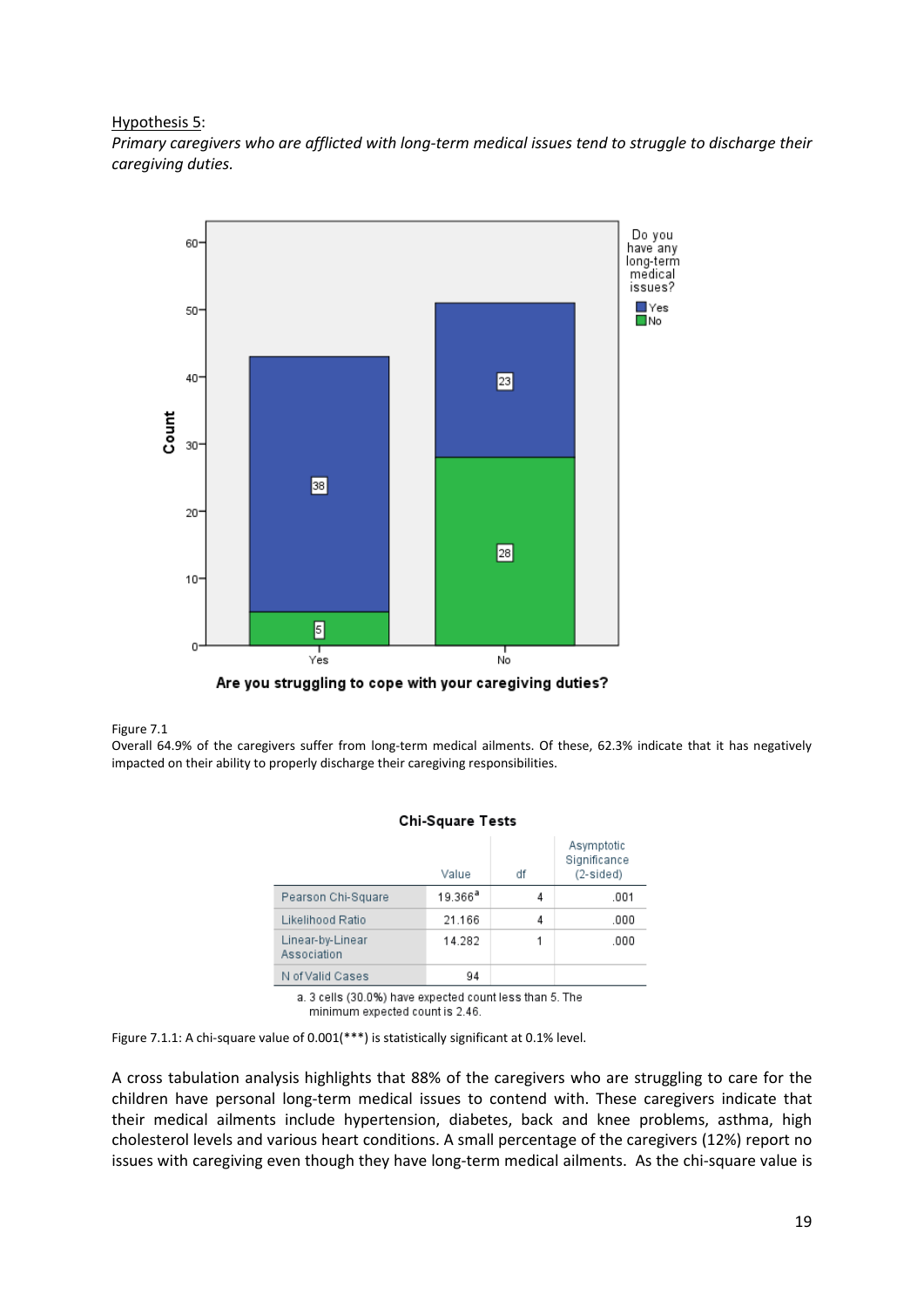Hypothesis 5:

*Primary caregivers who are afflicted with long-term medical issues tend to struggle to discharge their caregiving duties.*

Figure 7.1
Overall 64.9% of the caregivers suffer from long-term medical ailments. Of these, 62.3% indicate that it has negatively impacted on their ability to properly discharge their caregiving responsibilities.

**Chi-Square Tests**

| | Value | df | Asymptotic Significance (2-sided) |
|---|---|---|---|
| Pearson Chi-Square | 19.366[a] | 4 | .001 |
| Likelihood Ratio | 21.166 | 4 | .000 |
| Linear-by-Linear Association | 14.282 | 1 | .000 |
| N of Valid Cases | 94 | | |

a. 3 cells (30.0%) have expected count less than 5. The minimum expected count is 2.46.

Figure 7.1.1: A chi-square value of 0.001(***) is statistically significant at 0.1% level.

A cross tabulation analysis highlights that 88% of the caregivers who are struggling to care for the children have personal long-term medical issues to contend with. These caregivers indicate that their medical ailments include hypertension, diabetes, back and knee problems, asthma, high cholesterol levels and various heart conditions. A small percentage of the caregivers (12%) report no issues with caregiving even though they have long-term medical ailments. As the chi-square value is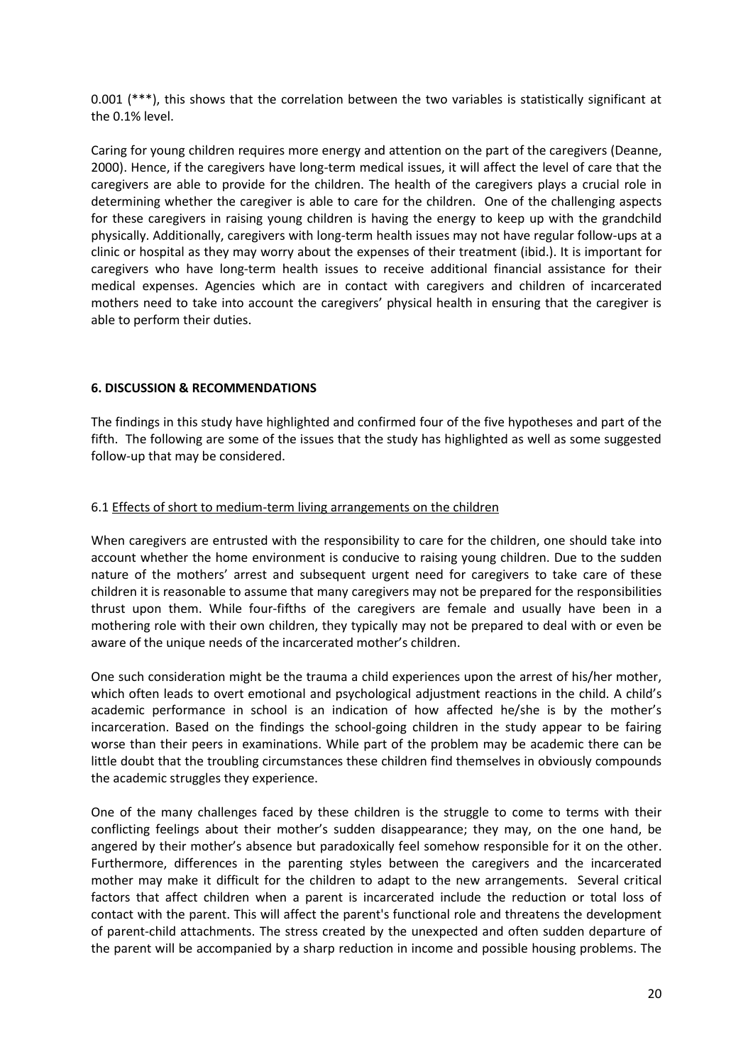0.001 (***), this shows that the correlation between the two variables is statistically significant at the 0.1% level.

Caring for young children requires more energy and attention on the part of the caregivers (Deanne, 2000). Hence, if the caregivers have long-term medical issues, it will affect the level of care that the caregivers are able to provide for the children. The health of the caregivers plays a crucial role in determining whether the caregiver is able to care for the children. One of the challenging aspects for these caregivers in raising young children is having the energy to keep up with the grandchild physically. Additionally, caregivers with long-term health issues may not have regular follow-ups at a clinic or hospital as they may worry about the expenses of their treatment (ibid.). It is important for caregivers who have long-term health issues to receive additional financial assistance for their medical expenses. Agencies which are in contact with caregivers and children of incarcerated mothers need to take into account the caregivers' physical health in ensuring that the caregiver is able to perform their duties.

## 6. DISCUSSION & RECOMMENDATIONS

The findings in this study have highlighted and confirmed four of the five hypotheses and part of the fifth. The following are some of the issues that the study has highlighted as well as some suggested follow-up that may be considered.

### 6.1 Effects of short to medium-term living arrangements on the children

When caregivers are entrusted with the responsibility to care for the children, one should take into account whether the home environment is conducive to raising young children. Due to the sudden nature of the mothers' arrest and subsequent urgent need for caregivers to take care of these children it is reasonable to assume that many caregivers may not be prepared for the responsibilities thrust upon them. While four-fifths of the caregivers are female and usually have been in a mothering role with their own children, they typically may not be prepared to deal with or even be aware of the unique needs of the incarcerated mother's children.

One such consideration might be the trauma a child experiences upon the arrest of his/her mother, which often leads to overt emotional and psychological adjustment reactions in the child. A child's academic performance in school is an indication of how affected he/she is by the mother's incarceration. Based on the findings the school-going children in the study appear to be fairing worse than their peers in examinations. While part of the problem may be academic there can be little doubt that the troubling circumstances these children find themselves in obviously compounds the academic struggles they experience.

One of the many challenges faced by these children is the struggle to come to terms with their conflicting feelings about their mother's sudden disappearance; they may, on the one hand, be angered by their mother's absence but paradoxically feel somehow responsible for it on the other. Furthermore, differences in the parenting styles between the caregivers and the incarcerated mother may make it difficult for the children to adapt to the new arrangements. Several critical factors that affect children when a parent is incarcerated include the reduction or total loss of contact with the parent. This will affect the parent's functional role and threatens the development of parent-child attachments. The stress created by the unexpected and often sudden departure of the parent will be accompanied by a sharp reduction in income and possible housing problems. The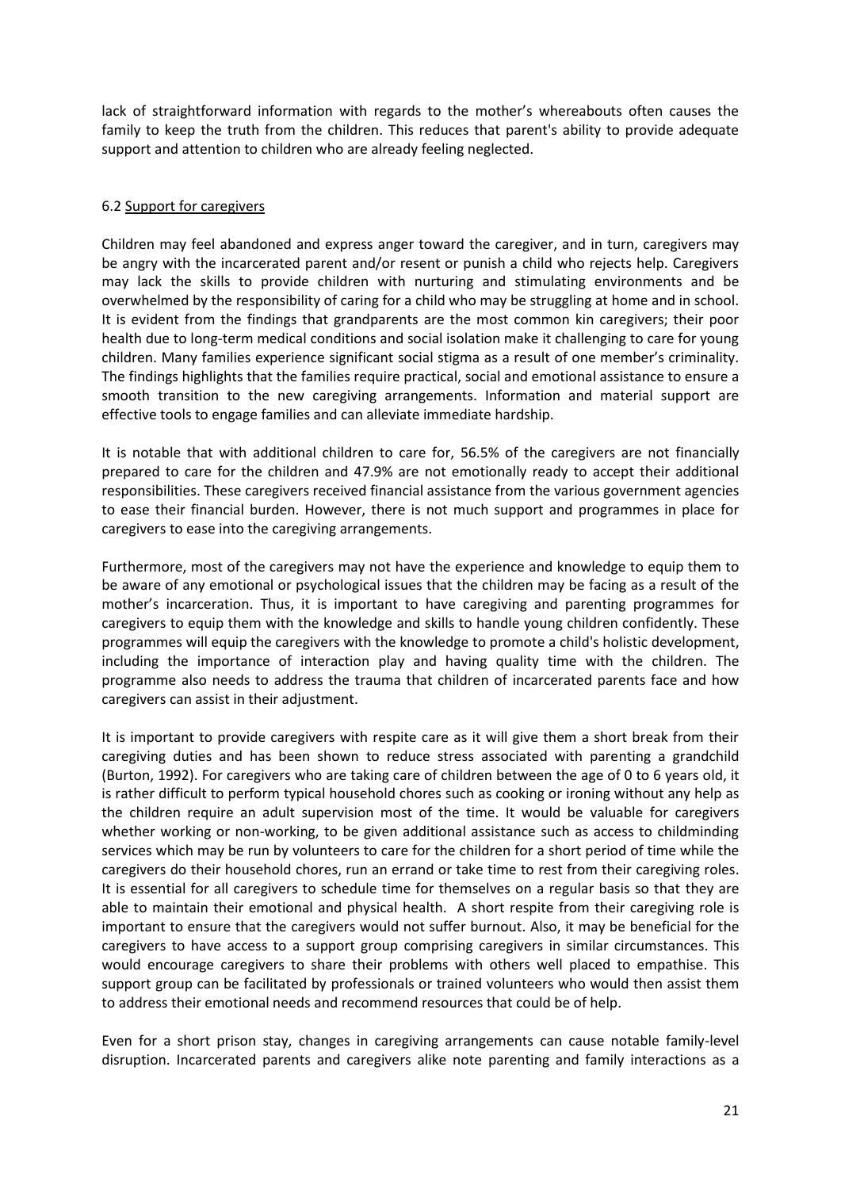lack of straightforward information with regards to the mother's whereabouts often causes the family to keep the truth from the children. This reduces that parent's ability to provide adequate support and attention to children who are already feeling neglected.

### 6.2 Support for caregivers

Children may feel abandoned and express anger toward the caregiver, and in turn, caregivers may be angry with the incarcerated parent and/or resent or punish a child who rejects help. Caregivers may lack the skills to provide children with nurturing and stimulating environments and be overwhelmed by the responsibility of caring for a child who may be struggling at home and in school. It is evident from the findings that grandparents are the most common kin caregivers; their poor health due to long-term medical conditions and social isolation make it challenging to care for young children. Many families experience significant social stigma as a result of one member's criminality. The findings highlights that the families require practical, social and emotional assistance to ensure a smooth transition to the new caregiving arrangements. Information and material support are effective tools to engage families and can alleviate immediate hardship.

It is notable that with additional children to care for, 56.5% of the caregivers are not financially prepared to care for the children and 47.9% are not emotionally ready to accept their additional responsibilities. These caregivers received financial assistance from the various government agencies to ease their financial burden. However, there is not much support and programmes in place for caregivers to ease into the caregiving arrangements.

Furthermore, most of the caregivers may not have the experience and knowledge to equip them to be aware of any emotional or psychological issues that the children may be facing as a result of the mother's incarceration. Thus, it is important to have caregiving and parenting programmes for caregivers to equip them with the knowledge and skills to handle young children confidently. These programmes will equip the caregivers with the knowledge to promote a child's holistic development, including the importance of interaction play and having quality time with the children. The programme also needs to address the trauma that children of incarcerated parents face and how caregivers can assist in their adjustment.

It is important to provide caregivers with respite care as it will give them a short break from their caregiving duties and has been shown to reduce stress associated with parenting a grandchild (Burton, 1992). For caregivers who are taking care of children between the age of 0 to 6 years old, it is rather difficult to perform typical household chores such as cooking or ironing without any help as the children require an adult supervision most of the time. It would be valuable for caregivers whether working or non-working, to be given additional assistance such as access to childminding services which may be run by volunteers to care for the children for a short period of time while the caregivers do their household chores, run an errand or take time to rest from their caregiving roles. It is essential for all caregivers to schedule time for themselves on a regular basis so that they are able to maintain their emotional and physical health. A short respite from their caregiving role is important to ensure that the caregivers would not suffer burnout. Also, it may be beneficial for the caregivers to have access to a support group comprising caregivers in similar circumstances. This would encourage caregivers to share their problems with others well placed to empathise. This support group can be facilitated by professionals or trained volunteers who would then assist them to address their emotional needs and recommend resources that could be of help.

Even for a short prison stay, changes in caregiving arrangements can cause notable family-level disruption. Incarcerated parents and caregivers alike note parenting and family interactions as a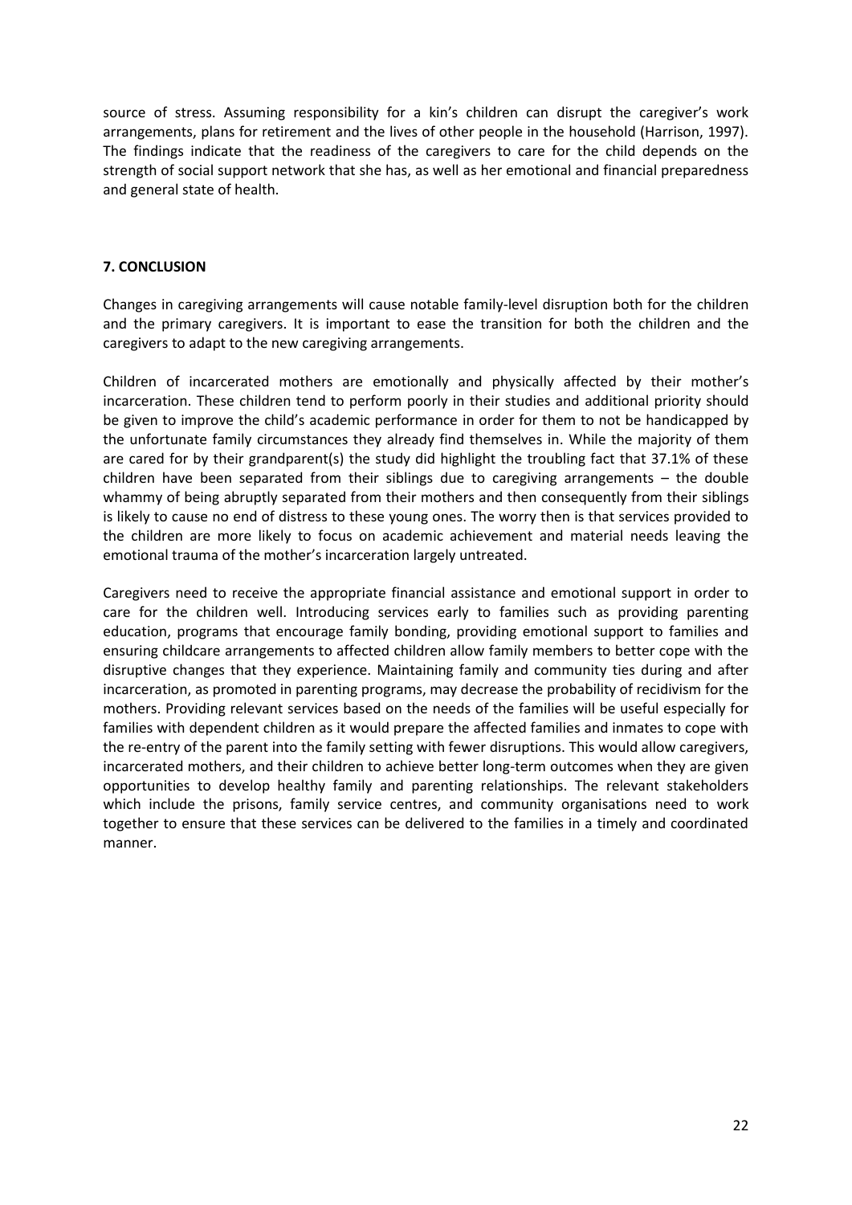source of stress. Assuming responsibility for a kin's children can disrupt the caregiver's work arrangements, plans for retirement and the lives of other people in the household (Harrison, 1997). The findings indicate that the readiness of the caregivers to care for the child depends on the strength of social support network that she has, as well as her emotional and financial preparedness and general state of health.

## 7. CONCLUSION

Changes in caregiving arrangements will cause notable family-level disruption both for the children and the primary caregivers. It is important to ease the transition for both the children and the caregivers to adapt to the new caregiving arrangements.

Children of incarcerated mothers are emotionally and physically affected by their mother's incarceration. These children tend to perform poorly in their studies and additional priority should be given to improve the child's academic performance in order for them to not be handicapped by the unfortunate family circumstances they already find themselves in. While the majority of them are cared for by their grandparent(s) the study did highlight the troubling fact that 37.1% of these children have been separated from their siblings due to caregiving arrangements – the double whammy of being abruptly separated from their mothers and then consequently from their siblings is likely to cause no end of distress to these young ones. The worry then is that services provided to the children are more likely to focus on academic achievement and material needs leaving the emotional trauma of the mother's incarceration largely untreated.

Caregivers need to receive the appropriate financial assistance and emotional support in order to care for the children well. Introducing services early to families such as providing parenting education, programs that encourage family bonding, providing emotional support to families and ensuring childcare arrangements to affected children allow family members to better cope with the disruptive changes that they experience. Maintaining family and community ties during and after incarceration, as promoted in parenting programs, may decrease the probability of recidivism for the mothers. Providing relevant services based on the needs of the families will be useful especially for families with dependent children as it would prepare the affected families and inmates to cope with the re-entry of the parent into the family setting with fewer disruptions. This would allow caregivers, incarcerated mothers, and their children to achieve better long-term outcomes when they are given opportunities to develop healthy family and parenting relationships. The relevant stakeholders which include the prisons, family service centres, and community organisations need to work together to ensure that these services can be delivered to the families in a timely and coordinated manner.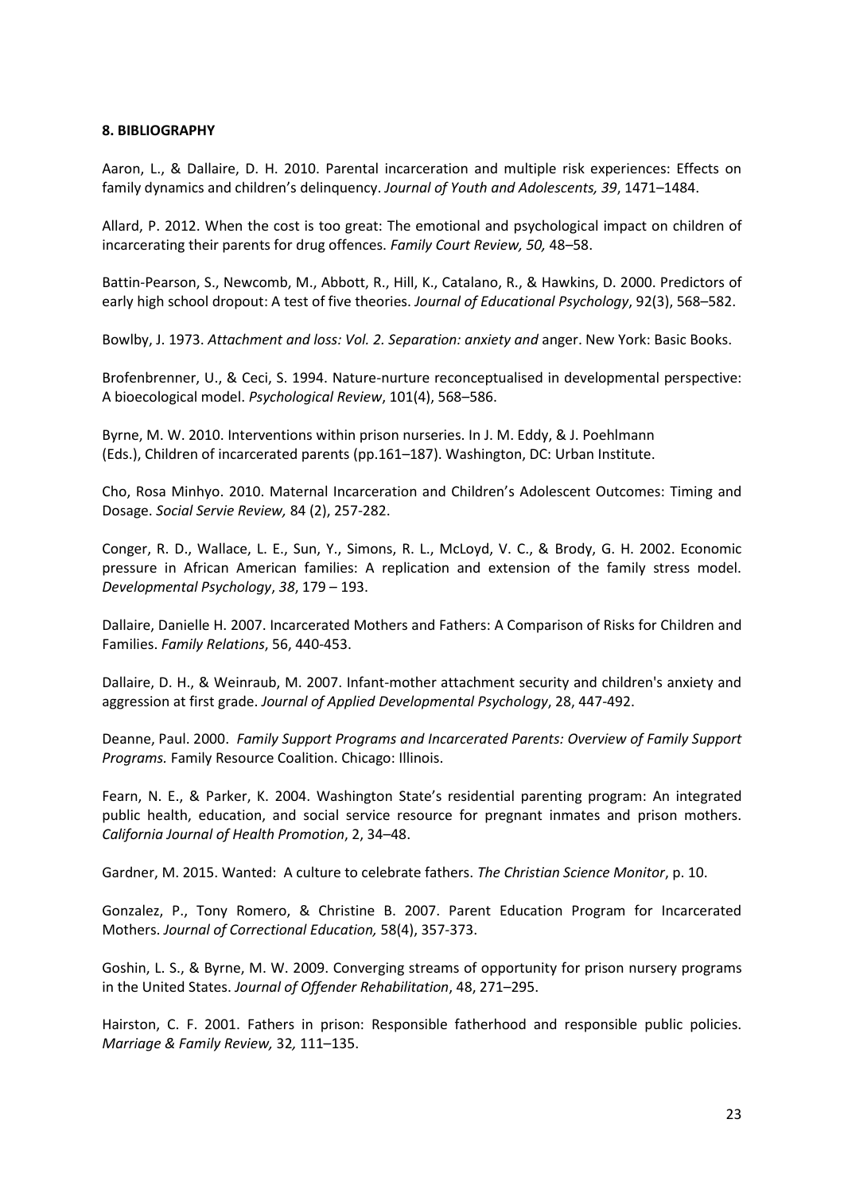**8. BIBLIOGRAPHY**

Aaron, L., & Dallaire, D. H. 2010. Parental incarceration and multiple risk experiences: Effects on family dynamics and children's delinquency. *Journal of Youth and Adolescents, 39*, 1471–1484.

Allard, P. 2012. When the cost is too great: The emotional and psychological impact on children of incarcerating their parents for drug offences. *Family Court Review, 50,* 48–58.

Battin-Pearson, S., Newcomb, M., Abbott, R., Hill, K., Catalano, R., & Hawkins, D. 2000. Predictors of early high school dropout: A test of five theories. *Journal of Educational Psychology*, 92(3), 568–582.

Bowlby, J. 1973. *Attachment and loss: Vol. 2. Separation: anxiety and* anger. New York: Basic Books.

Brofenbrenner, U., & Ceci, S. 1994. Nature-nurture reconceptualised in developmental perspective: A bioecological model. *Psychological Review*, 101(4), 568–586.

Byrne, M. W. 2010. Interventions within prison nurseries. In J. M. Eddy, & J. Poehlmann (Eds.), Children of incarcerated parents (pp.161–187). Washington, DC: Urban Institute.

Cho, Rosa Minhyo. 2010. Maternal Incarceration and Children's Adolescent Outcomes: Timing and Dosage. *Social Servie Review,* 84 (2), 257-282.

Conger, R. D., Wallace, L. E., Sun, Y., Simons, R. L., McLoyd, V. C., & Brody, G. H. 2002. Economic pressure in African American families: A replication and extension of the family stress model. *Developmental Psychology*, *38*, 179 – 193.

Dallaire, Danielle H. 2007. Incarcerated Mothers and Fathers: A Comparison of Risks for Children and Families. *Family Relations*, 56, 440-453.

Dallaire, D. H., & Weinraub, M. 2007. Infant-mother attachment security and children's anxiety and aggression at first grade. *Journal of Applied Developmental Psychology*, 28, 447-492.

Deanne, Paul. 2000. *Family Support Programs and Incarcerated Parents: Overview of Family Support Programs.* Family Resource Coalition. Chicago: Illinois.

Fearn, N. E., & Parker, K. 2004. Washington State's residential parenting program: An integrated public health, education, and social service resource for pregnant inmates and prison mothers. *California Journal of Health Promotion*, 2, 34–48.

Gardner, M. 2015. Wanted: A culture to celebrate fathers. *The Christian Science Monitor*, p. 10.

Gonzalez, P., Tony Romero, & Christine B. 2007. Parent Education Program for Incarcerated Mothers. *Journal of Correctional Education,* 58(4), 357-373.

Goshin, L. S., & Byrne, M. W. 2009. Converging streams of opportunity for prison nursery programs in the United States. *Journal of Offender Rehabilitation*, 48, 271–295.

Hairston, C. F. 2001. Fathers in prison: Responsible fatherhood and responsible public policies. *Marriage & Family Review,* 32*,* 111–135.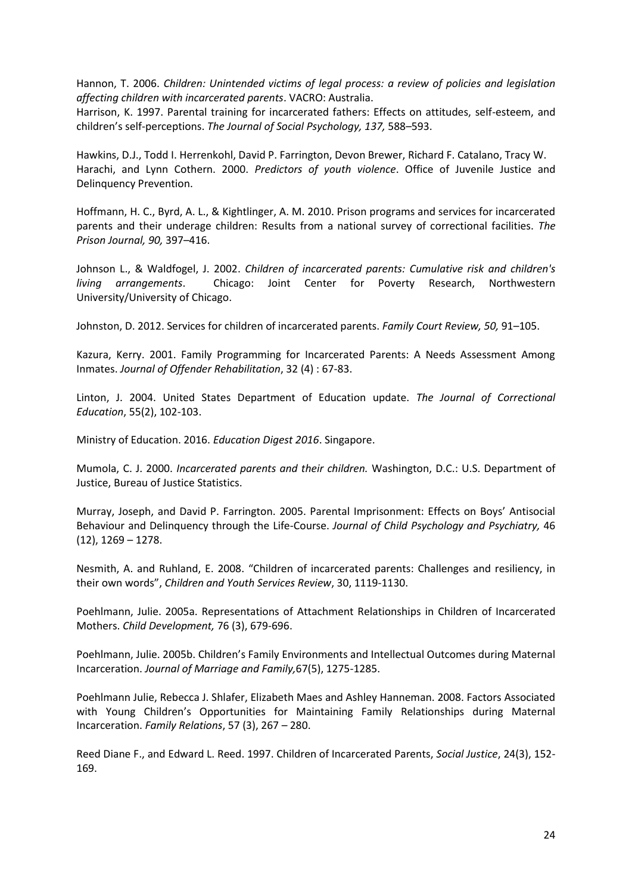Hannon, T. 2006. *Children: Unintended victims of legal process: a review of policies and legislation affecting children with incarcerated parents*. VACRO: Australia.
Harrison, K. 1997. Parental training for incarcerated fathers: Effects on attitudes, self-esteem, and children's self-perceptions. *The Journal of Social Psychology, 137,* 588–593.

Hawkins, D.J., Todd I. Herrenkohl, David P. Farrington, Devon Brewer, Richard F. Catalano, Tracy W. Harachi, and Lynn Cothern. 2000. *Predictors of youth violence*. Office of Juvenile Justice and Delinquency Prevention.

Hoffmann, H. C., Byrd, A. L., & Kightlinger, A. M. 2010. Prison programs and services for incarcerated parents and their underage children: Results from a national survey of correctional facilities. *The Prison Journal, 90,* 397–416.

Johnson L., & Waldfogel, J. 2002. *Children of incarcerated parents: Cumulative risk and children's living arrangements*. Chicago: Joint Center for Poverty Research, Northwestern University/University of Chicago.

Johnston, D. 2012. Services for children of incarcerated parents. *Family Court Review, 50,* 91–105.

Kazura, Kerry. 2001. Family Programming for Incarcerated Parents: A Needs Assessment Among Inmates. *Journal of Offender Rehabilitation*, 32 (4) : 67-83.

Linton, J. 2004. United States Department of Education update. *The Journal of Correctional Education*, 55(2), 102-103.

Ministry of Education. 2016. *Education Digest 2016*. Singapore.

Mumola, C. J. 2000. *Incarcerated parents and their children.* Washington, D.C.: U.S. Department of Justice, Bureau of Justice Statistics.

Murray, Joseph, and David P. Farrington. 2005. Parental Imprisonment: Effects on Boys' Antisocial Behaviour and Delinquency through the Life-Course. *Journal of Child Psychology and Psychiatry,* 46 (12), 1269 – 1278.

Nesmith, A. and Ruhland, E. 2008. "Children of incarcerated parents: Challenges and resiliency, in their own words", *Children and Youth Services Review*, 30, 1119-1130.

Poehlmann, Julie. 2005a. Representations of Attachment Relationships in Children of Incarcerated Mothers. *Child Development,* 76 (3), 679-696.

Poehlmann, Julie. 2005b. Children's Family Environments and Intellectual Outcomes during Maternal Incarceration. *Journal of Marriage and Family,*67(5), 1275-1285.

Poehlmann Julie, Rebecca J. Shlafer, Elizabeth Maes and Ashley Hanneman. 2008. Factors Associated with Young Children's Opportunities for Maintaining Family Relationships during Maternal Incarceration. *Family Relations*, 57 (3), 267 – 280.

Reed Diane F., and Edward L. Reed. 1997. Children of Incarcerated Parents, *Social Justice*, 24(3), 152-169.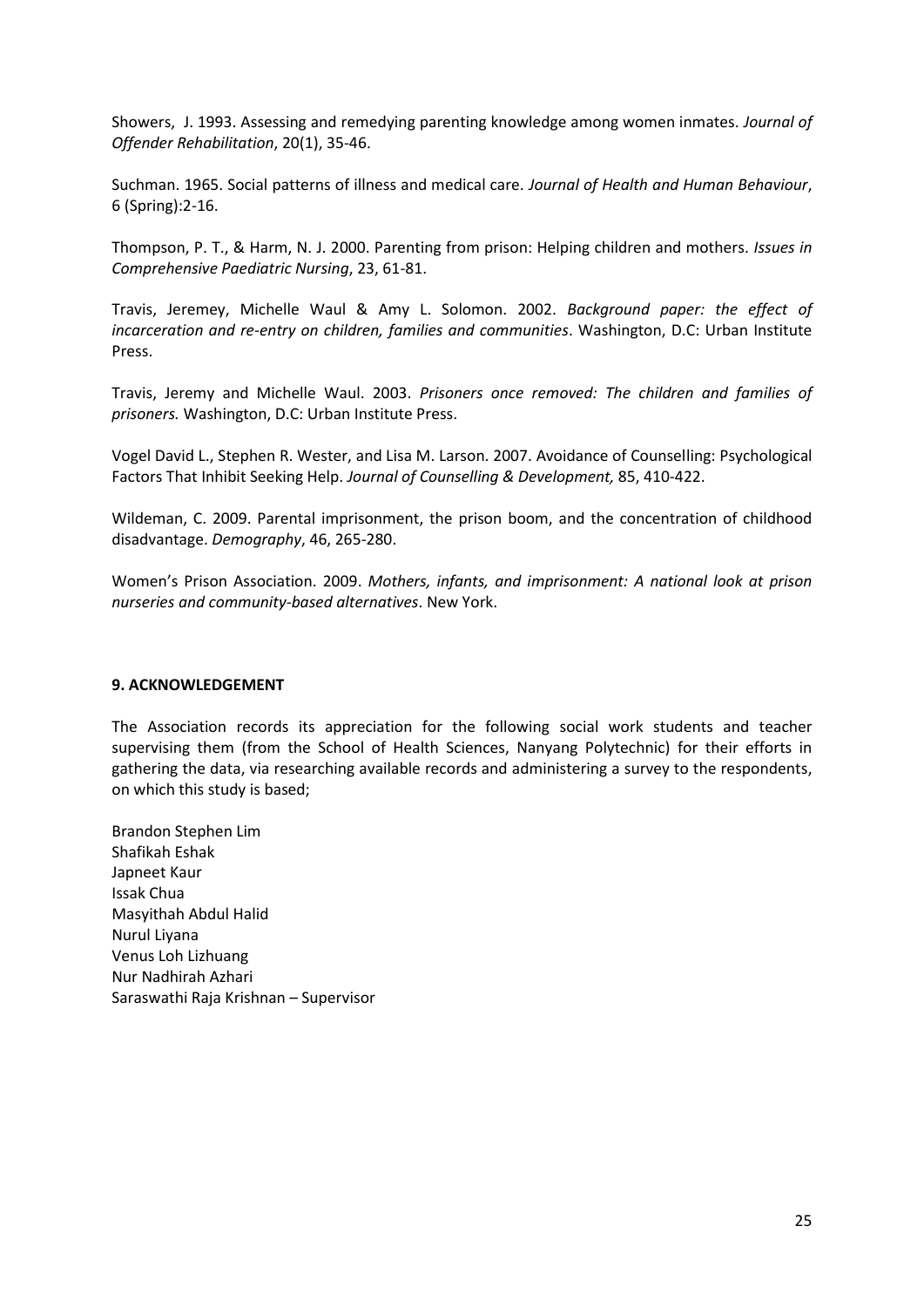Showers, J. 1993. Assessing and remedying parenting knowledge among women inmates. *Journal of Offender Rehabilitation*, 20(1), 35-46.

Suchman. 1965. Social patterns of illness and medical care. *Journal of Health and Human Behaviour*, 6 (Spring):2-16.

Thompson, P. T., & Harm, N. J. 2000. Parenting from prison: Helping children and mothers. *Issues in Comprehensive Paediatric Nursing*, 23, 61-81.

Travis, Jeremey, Michelle Waul & Amy L. Solomon. 2002. *Background paper: the effect of incarceration and re-entry on children, families and communities*. Washington, D.C: Urban Institute Press.

Travis, Jeremy and Michelle Waul. 2003. *Prisoners once removed: The children and families of prisoners.* Washington, D.C: Urban Institute Press.

Vogel David L., Stephen R. Wester, and Lisa M. Larson. 2007. Avoidance of Counselling: Psychological Factors That Inhibit Seeking Help. *Journal of Counselling & Development,* 85, 410-422.

Wildeman, C. 2009. Parental imprisonment, the prison boom, and the concentration of childhood disadvantage. *Demography*, 46, 265-280.

Women's Prison Association. 2009. *Mothers, infants, and imprisonment: A national look at prison nurseries and community-based alternatives*. New York.

**9. ACKNOWLEDGEMENT**

The Association records its appreciation for the following social work students and teacher supervising them (from the School of Health Sciences, Nanyang Polytechnic) for their efforts in gathering the data, via researching available records and administering a survey to the respondents, on which this study is based;

Brandon Stephen Lim
Shafikah Eshak
Japneet Kaur
Issak Chua
Masyithah Abdul Halid
Nurul Liyana
Venus Loh Lizhuang
Nur Nadhirah Azhari
Saraswathi Raja Krishnan – Supervisor